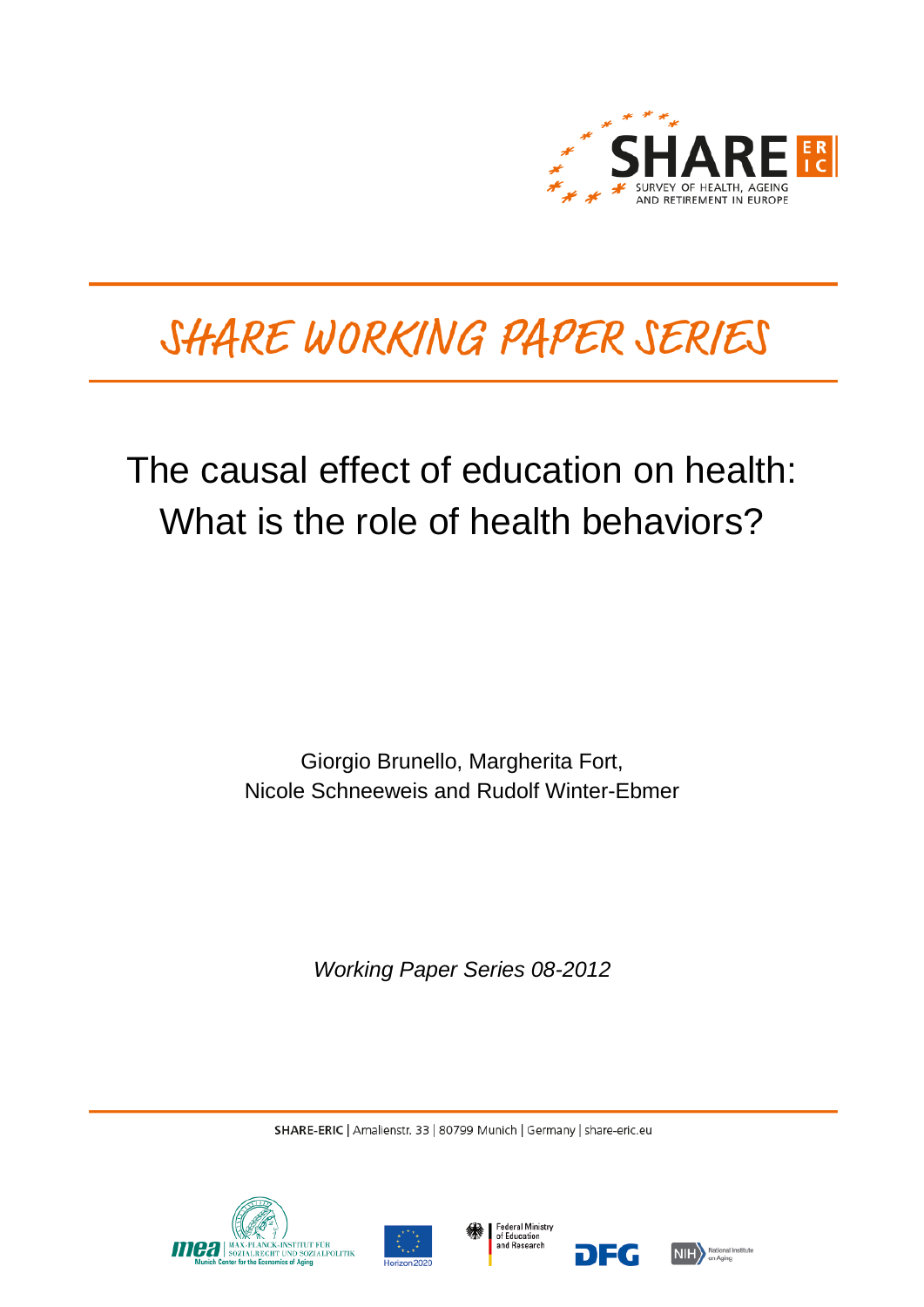SHARE ERIC

SURVEY OF HEALTH, AGEING AND RETIREMENT IN EUROPE

# SHARE WORKING PAPER SERIES

## The causal effect of education on health: What is the role of health behaviors?

Giorgio Brunello, Margherita Fort,
Nicole Schneeweis and Rudolf Winter-Ebmer

*Working Paper Series 08-2012*

**SHARE-ERIC** | Amalienstr. 33 | 80799 Munich | Germany | share-eric.eu

mea | MAX-PLANCK-INSTITUT FÜR SOZIALRECHT UND SOZIALPOLITIK | Munich Center for the Economics of Aging

Horizon 2020

Federal Ministry of Education and Research

DFG

NIH National Institute on Aging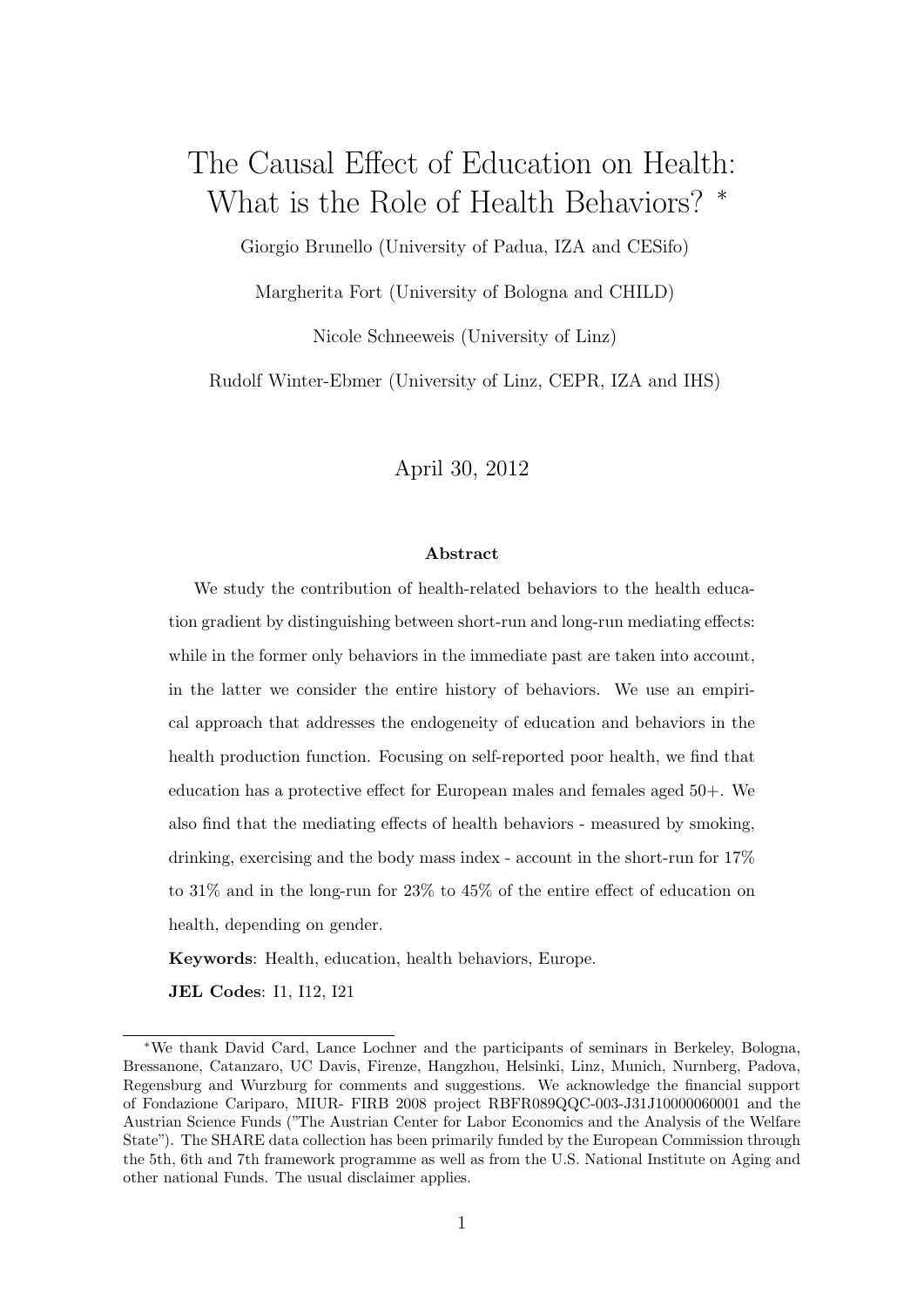# The Causal Effect of Education on Health: What is the Role of Health Behaviors? *

Giorgio Brunello (University of Padua, IZA and CESifo)

Margherita Fort (University of Bologna and CHILD)

Nicole Schneeweis (University of Linz)

Rudolf Winter-Ebmer (University of Linz, CEPR, IZA and IHS)

April 30, 2012

**Abstract**

We study the contribution of health-related behaviors to the health education gradient by distinguishing between short-run and long-run mediating effects: while in the former only behaviors in the immediate past are taken into account, in the latter we consider the entire history of behaviors. We use an empirical approach that addresses the endogeneity of education and behaviors in the health production function. Focusing on self-reported poor health, we find that education has a protective effect for European males and females aged 50+. We also find that the mediating effects of health behaviors - measured by smoking, drinking, exercising and the body mass index - account in the short-run for 17% to 31% and in the long-run for 23% to 45% of the entire effect of education on health, depending on gender.

**Keywords**: Health, education, health behaviors, Europe.

**JEL Codes**: I1, I12, I21

---

*We thank David Card, Lance Lochner and the participants of seminars in Berkeley, Bologna, Bressanone, Catanzaro, UC Davis, Firenze, Hangzhou, Helsinki, Linz, Munich, Nurnberg, Padova, Regensburg and Wurzburg for comments and suggestions. We acknowledge the financial support of Fondazione Cariparo, MIUR- FIRB 2008 project RBFR089QQC-003-J31J10000060001 and the Austrian Science Funds ("The Austrian Center for Labor Economics and the Analysis of the Welfare State"). The SHARE data collection has been primarily funded by the European Commission through the 5th, 6th and 7th framework programme as well as from the U.S. National Institute on Aging and other national Funds. The usual disclaimer applies.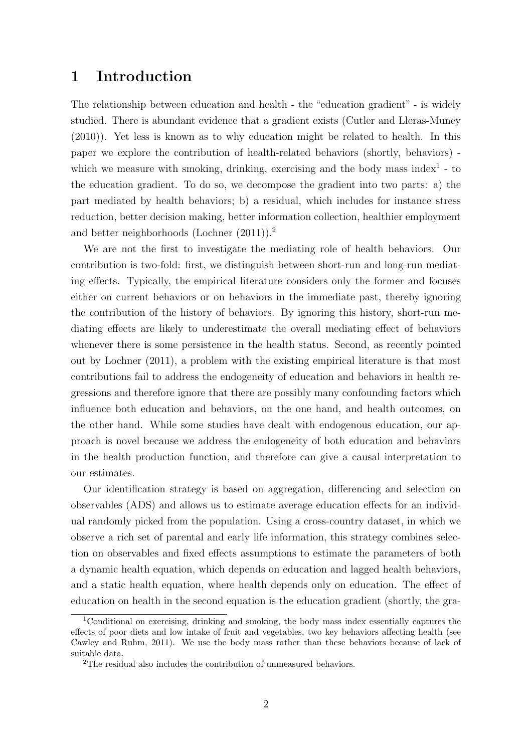# 1 Introduction

The relationship between education and health - the "education gradient" - is widely studied. There is abundant evidence that a gradient exists (Cutler and Lleras-Muney (2010)). Yet less is known as to why education might be related to health. In this paper we explore the contribution of health-related behaviors (shortly, behaviors) - which we measure with smoking, drinking, exercising and the body mass index[1] - to the education gradient. To do so, we decompose the gradient into two parts: a) the part mediated by health behaviors; b) a residual, which includes for instance stress reduction, better decision making, better information collection, healthier employment and better neighborhoods (Lochner (2011)).[2]

We are not the first to investigate the mediating role of health behaviors. Our contribution is two-fold: first, we distinguish between short-run and long-run mediating effects. Typically, the empirical literature considers only the former and focuses either on current behaviors or on behaviors in the immediate past, thereby ignoring the contribution of the history of behaviors. By ignoring this history, short-run mediating effects are likely to underestimate the overall mediating effect of behaviors whenever there is some persistence in the health status. Second, as recently pointed out by Lochner (2011), a problem with the existing empirical literature is that most contributions fail to address the endogeneity of education and behaviors in health regressions and therefore ignore that there are possibly many confounding factors which influence both education and behaviors, on the one hand, and health outcomes, on the other hand. While some studies have dealt with endogenous education, our approach is novel because we address the endogeneity of both education and behaviors in the health production function, and therefore can give a causal interpretation to our estimates.

Our identification strategy is based on aggregation, differencing and selection on observables (ADS) and allows us to estimate average education effects for an individual randomly picked from the population. Using a cross-country dataset, in which we observe a rich set of parental and early life information, this strategy combines selection on observables and fixed effects assumptions to estimate the parameters of both a dynamic health equation, which depends on education and lagged health behaviors, and a static health equation, where health depends only on education. The effect of education on health in the second equation is the education gradient (shortly, the gra-

[1] Conditional on exercising, drinking and smoking, the body mass index essentially captures the effects of poor diets and low intake of fruit and vegetables, two key behaviors affecting health (see Cawley and Ruhm, 2011). We use the body mass rather than these behaviors because of lack of suitable data.

[2] The residual also includes the contribution of unmeasured behaviors.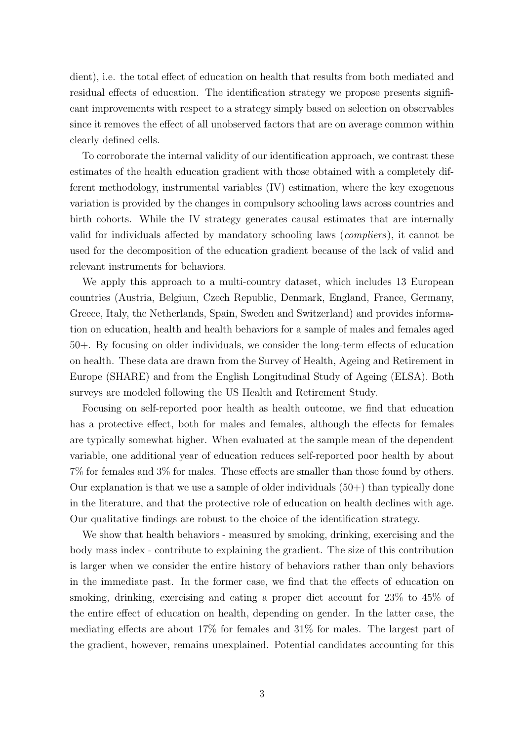dient), i.e. the total effect of education on health that results from both mediated and residual effects of education. The identification strategy we propose presents significant improvements with respect to a strategy simply based on selection on observables since it removes the effect of all unobserved factors that are on average common within clearly defined cells.

To corroborate the internal validity of our identification approach, we contrast these estimates of the health education gradient with those obtained with a completely different methodology, instrumental variables (IV) estimation, where the key exogenous variation is provided by the changes in compulsory schooling laws across countries and birth cohorts. While the IV strategy generates causal estimates that are internally valid for individuals affected by mandatory schooling laws (*compliers*), it cannot be used for the decomposition of the education gradient because of the lack of valid and relevant instruments for behaviors.

We apply this approach to a multi-country dataset, which includes 13 European countries (Austria, Belgium, Czech Republic, Denmark, England, France, Germany, Greece, Italy, the Netherlands, Spain, Sweden and Switzerland) and provides information on education, health and health behaviors for a sample of males and females aged 50+. By focusing on older individuals, we consider the long-term effects of education on health. These data are drawn from the Survey of Health, Ageing and Retirement in Europe (SHARE) and from the English Longitudinal Study of Ageing (ELSA). Both surveys are modeled following the US Health and Retirement Study.

Focusing on self-reported poor health as health outcome, we find that education has a protective effect, both for males and females, although the effects for females are typically somewhat higher. When evaluated at the sample mean of the dependent variable, one additional year of education reduces self-reported poor health by about 7% for females and 3% for males. These effects are smaller than those found by others. Our explanation is that we use a sample of older individuals (50+) than typically done in the literature, and that the protective role of education on health declines with age. Our qualitative findings are robust to the choice of the identification strategy.

We show that health behaviors - measured by smoking, drinking, exercising and the body mass index - contribute to explaining the gradient. The size of this contribution is larger when we consider the entire history of behaviors rather than only behaviors in the immediate past. In the former case, we find that the effects of education on smoking, drinking, exercising and eating a proper diet account for 23% to 45% of the entire effect of education on health, depending on gender. In the latter case, the mediating effects are about 17% for females and 31% for males. The largest part of the gradient, however, remains unexplained. Potential candidates accounting for this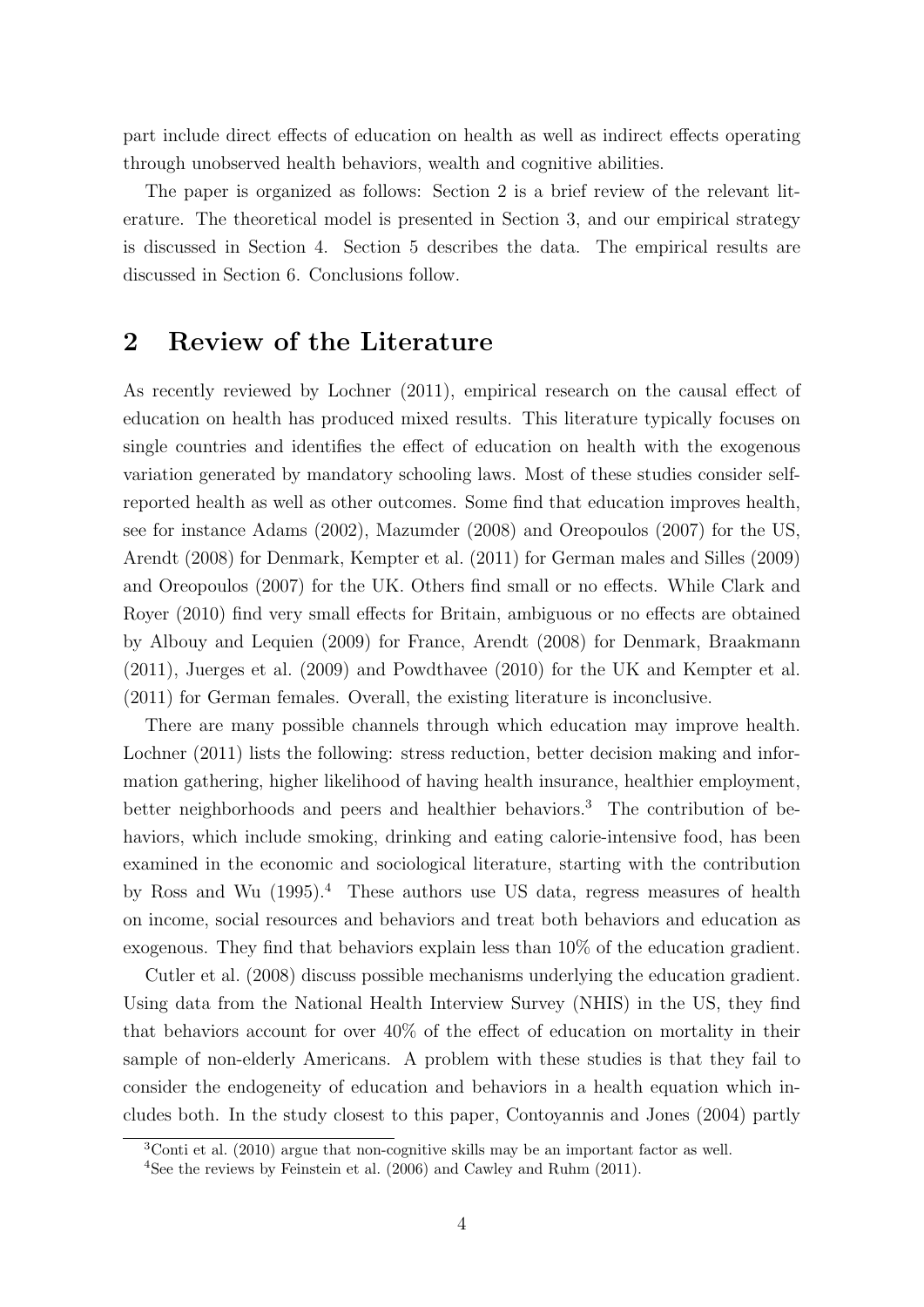part include direct effects of education on health as well as indirect effects operating through unobserved health behaviors, wealth and cognitive abilities.

The paper is organized as follows: Section 2 is a brief review of the relevant literature. The theoretical model is presented in Section 3, and our empirical strategy is discussed in Section 4. Section 5 describes the data. The empirical results are discussed in Section 6. Conclusions follow.

## 2 Review of the Literature

As recently reviewed by Lochner (2011), empirical research on the causal effect of education on health has produced mixed results. This literature typically focuses on single countries and identifies the effect of education on health with the exogenous variation generated by mandatory schooling laws. Most of these studies consider self-reported health as well as other outcomes. Some find that education improves health, see for instance Adams (2002), Mazumder (2008) and Oreopoulos (2007) for the US, Arendt (2008) for Denmark, Kempter et al. (2011) for German males and Silles (2009) and Oreopoulos (2007) for the UK. Others find small or no effects. While Clark and Royer (2010) find very small effects for Britain, ambiguous or no effects are obtained by Albouy and Lequien (2009) for France, Arendt (2008) for Denmark, Braakmann (2011), Juerges et al. (2009) and Powdthavee (2010) for the UK and Kempter et al. (2011) for German females. Overall, the existing literature is inconclusive.

There are many possible channels through which education may improve health. Lochner (2011) lists the following: stress reduction, better decision making and information gathering, higher likelihood of having health insurance, healthier employment, better neighborhoods and peers and healthier behaviors.[3] The contribution of behaviors, which include smoking, drinking and eating calorie-intensive food, has been examined in the economic and sociological literature, starting with the contribution by Ross and Wu (1995).[4] These authors use US data, regress measures of health on income, social resources and behaviors and treat both behaviors and education as exogenous. They find that behaviors explain less than 10% of the education gradient.

Cutler et al. (2008) discuss possible mechanisms underlying the education gradient. Using data from the National Health Interview Survey (NHIS) in the US, they find that behaviors account for over 40% of the effect of education on mortality in their sample of non-elderly Americans. A problem with these studies is that they fail to consider the endogeneity of education and behaviors in a health equation which includes both. In the study closest to this paper, Contoyannis and Jones (2004) partly

[3] Conti et al. (2010) argue that non-cognitive skills may be an important factor as well.

[4] See the reviews by Feinstein et al. (2006) and Cawley and Ruhm (2011).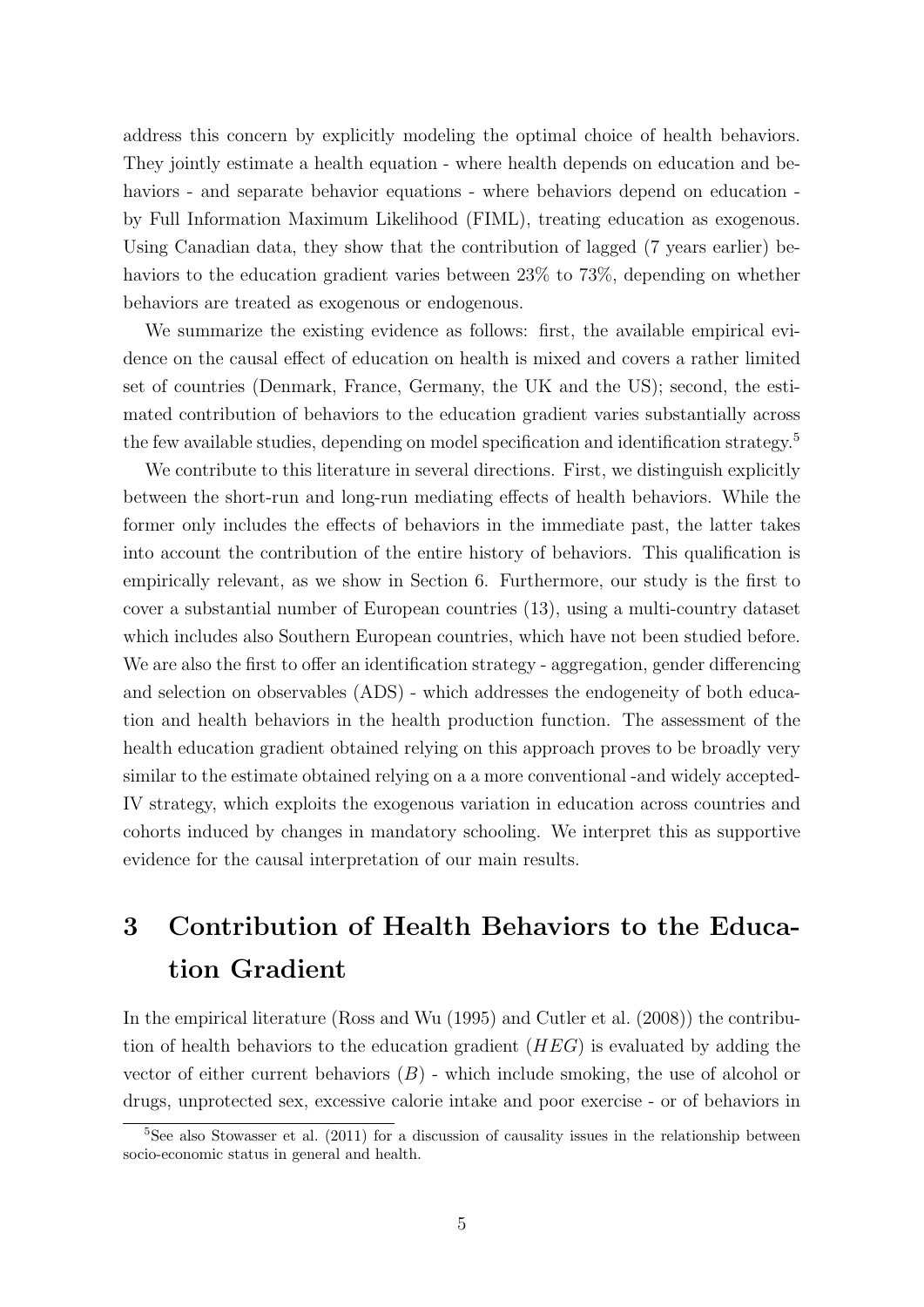address this concern by explicitly modeling the optimal choice of health behaviors. They jointly estimate a health equation - where health depends on education and behaviors - and separate behavior equations - where behaviors depend on education - by Full Information Maximum Likelihood (FIML), treating education as exogenous. Using Canadian data, they show that the contribution of lagged (7 years earlier) behaviors to the education gradient varies between 23% to 73%, depending on whether behaviors are treated as exogenous or endogenous.

We summarize the existing evidence as follows: first, the available empirical evidence on the causal effect of education on health is mixed and covers a rather limited set of countries (Denmark, France, Germany, the UK and the US); second, the estimated contribution of behaviors to the education gradient varies substantially across the few available studies, depending on model specification and identification strategy.[5]

We contribute to this literature in several directions. First, we distinguish explicitly between the short-run and long-run mediating effects of health behaviors. While the former only includes the effects of behaviors in the immediate past, the latter takes into account the contribution of the entire history of behaviors. This qualification is empirically relevant, as we show in Section 6. Furthermore, our study is the first to cover a substantial number of European countries (13), using a multi-country dataset which includes also Southern European countries, which have not been studied before. We are also the first to offer an identification strategy - aggregation, gender differencing and selection on observables (ADS) - which addresses the endogeneity of both education and health behaviors in the health production function. The assessment of the health education gradient obtained relying on this approach proves to be broadly very similar to the estimate obtained relying on a a more conventional -and widely accepted- IV strategy, which exploits the exogenous variation in education across countries and cohorts induced by changes in mandatory schooling. We interpret this as supportive evidence for the causal interpretation of our main results.

# 3 Contribution of Health Behaviors to the Education Gradient

In the empirical literature (Ross and Wu (1995) and Cutler et al. (2008)) the contribution of health behaviors to the education gradient ($HEG$) is evaluated by adding the vector of either current behaviors ($B$) - which include smoking, the use of alcohol or drugs, unprotected sex, excessive calorie intake and poor exercise - or of behaviors in

[5] See also Stowasser et al. (2011) for a discussion of causality issues in the relationship between socio-economic status in general and health.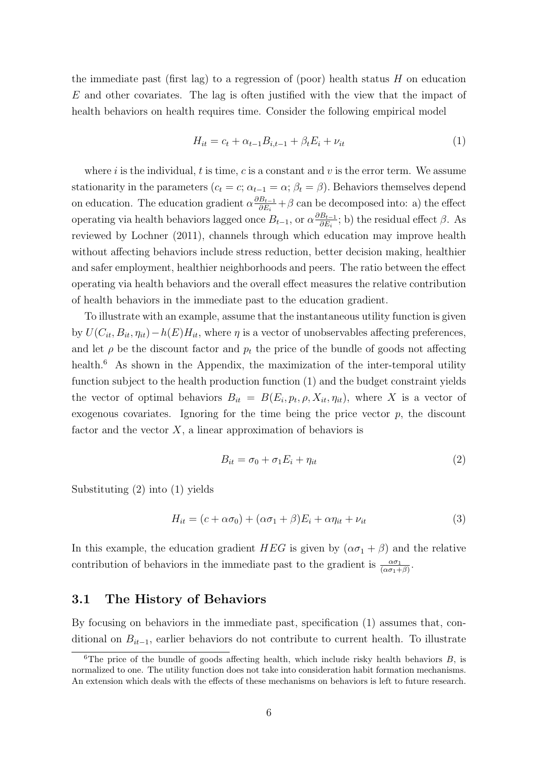the immediate past (first lag) to a regression of (poor) health status $H$ on education $E$ and other covariates. The lag is often justified with the view that the impact of health behaviors on health requires time. Consider the following empirical model

$$H_{it} = c_t + \alpha_{t-1} B_{i,t-1} + \beta_t E_i + \nu_{it} \tag{1}$$

where $i$ is the individual, $t$ is time, $c$ is a constant and $v$ is the error term. We assume stationarity in the parameters ($c_t = c$; $\alpha_{t-1} = \alpha$; $\beta_t = \beta$). Behaviors themselves depend on education. The education gradient $\alpha \frac{\partial B_{t-1}}{\partial E_i} + \beta$ can be decomposed into: a) the effect operating via health behaviors lagged once $B_{t-1}$, or $\alpha \frac{\partial B_{t-1}}{\partial E_i}$; b) the residual effect $\beta$. As reviewed by Lochner (2011), channels through which education may improve health without affecting behaviors include stress reduction, better decision making, healthier and safer employment, healthier neighborhoods and peers. The ratio between the effect operating via health behaviors and the overall effect measures the relative contribution of health behaviors in the immediate past to the education gradient.

To illustrate with an example, assume that the instantaneous utility function is given by $U(C_{it}, B_{it}, \eta_{it}) - h(E)H_{it}$, where $\eta$ is a vector of unobservables affecting preferences, and let $\rho$ be the discount factor and $p_t$ the price of the bundle of goods not affecting health.[6] As shown in the Appendix, the maximization of the inter-temporal utility function subject to the health production function (1) and the budget constraint yields the vector of optimal behaviors $B_{it} = B(E_i, p_t, \rho, X_{it}, \eta_{it})$, where $X$ is a vector of exogenous covariates. Ignoring for the time being the price vector $p$, the discount factor and the vector $X$, a linear approximation of behaviors is

$$B_{it} = \sigma_0 + \sigma_1 E_i + \eta_{it} \tag{2}$$

Substituting (2) into (1) yields

$$H_{it} = (c + \alpha\sigma_0) + (\alpha\sigma_1 + \beta)E_i + \alpha\eta_{it} + \nu_{it} \tag{3}$$

In this example, the education gradient $HEG$ is given by $(\alpha\sigma_1 + \beta)$ and the relative contribution of behaviors in the immediate past to the gradient is $\frac{\alpha\sigma_1}{(\alpha\sigma_1 + \beta)}$.

### 3.1 The History of Behaviors

By focusing on behaviors in the immediate past, specification (1) assumes that, conditional on $B_{it-1}$, earlier behaviors do not contribute to current health. To illustrate

[6] The price of the bundle of goods affecting health, which include risky health behaviors $B$, is normalized to one. The utility function does not take into consideration habit formation mechanisms. An extension which deals with the effects of these mechanisms on behaviors is left to future research.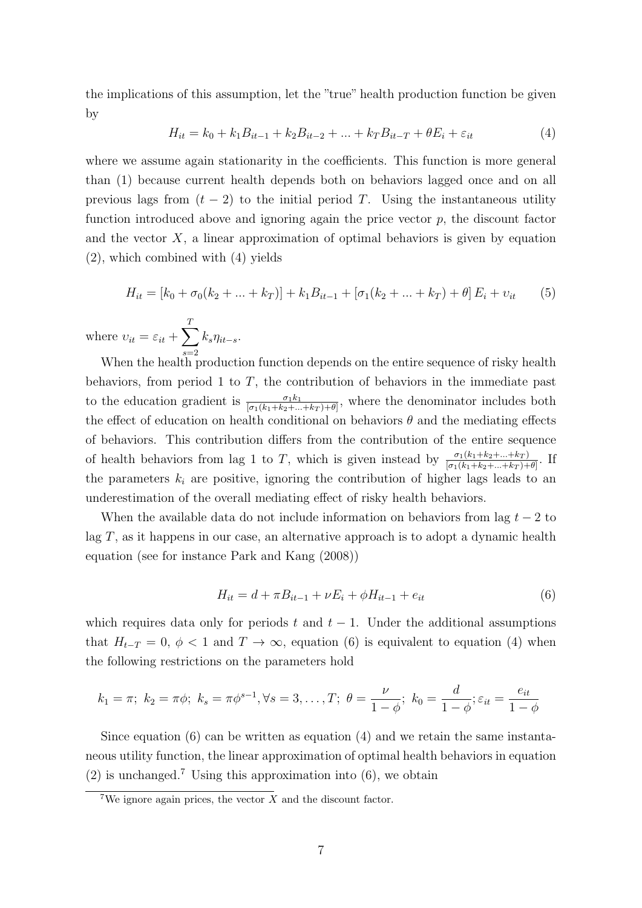the implications of this assumption, let the "true" health production function be given by

$$H_{it} = k_0 + k_1 B_{it-1} + k_2 B_{it-2} + ... + k_T B_{it-T} + \theta E_i + \varepsilon_{it} \tag{4}$$

where we assume again stationarity in the coefficients. This function is more general than (1) because current health depends both on behaviors lagged once and on all previous lags from $(t-2)$ to the initial period $T$. Using the instantaneous utility function introduced above and ignoring again the price vector $p$, the discount factor and the vector $X$, a linear approximation of optimal behaviors is given by equation (2), which combined with (4) yields

$$H_{it} = [k_0 + \sigma_0(k_2 + ... + k_T)] + k_1 B_{it-1} + [\sigma_1(k_2 + ... + k_T) + \theta] E_i + \upsilon_{it} \tag{5}$$

where $\upsilon_{it} = \varepsilon_{it} + \sum_{s=2}^{T} k_s \eta_{it-s}$.

When the health production function depends on the entire sequence of risky health behaviors, from period 1 to $T$, the contribution of behaviors in the immediate past to the education gradient is $\frac{\sigma_1 k_1}{[\sigma_1(k_1+k_2+...+k_T)+\theta]}$, where the denominator includes both the effect of education on health conditional on behaviors $\theta$ and the mediating effects of behaviors. This contribution differs from the contribution of the entire sequence of health behaviors from lag 1 to $T$, which is given instead by $\frac{\sigma_1(k_1+k_2+...+k_T)}{[\sigma_1(k_1+k_2+...+k_T)+\theta]}$. If the parameters $k_i$ are positive, ignoring the contribution of higher lags leads to an underestimation of the overall mediating effect of risky health behaviors.

When the available data do not include information on behaviors from lag $t-2$ to lag $T$, as it happens in our case, an alternative approach is to adopt a dynamic health equation (see for instance Park and Kang (2008))

$$H_{it} = d + \pi B_{it-1} + \nu E_i + \phi H_{it-1} + e_{it} \tag{6}$$

which requires data only for periods $t$ and $t-1$. Under the additional assumptions that $H_{t-T} = 0$, $\phi < 1$ and $T \rightarrow \infty$, equation (6) is equivalent to equation (4) when the following restrictions on the parameters hold

$$k_1 = \pi;\ k_2 = \pi\phi;\ k_s = \pi\phi^{s-1}, \forall s = 3, \ldots, T;\ \theta = \frac{\nu}{1-\phi};\ k_0 = \frac{d}{1-\phi}; \varepsilon_{it} = \frac{e_{it}}{1-\phi}$$

Since equation (6) can be written as equation (4) and we retain the same instantaneous utility function, the linear approximation of optimal health behaviors in equation (2) is unchanged.[7] Using this approximation into (6), we obtain

[7] We ignore again prices, the vector $X$ and the discount factor.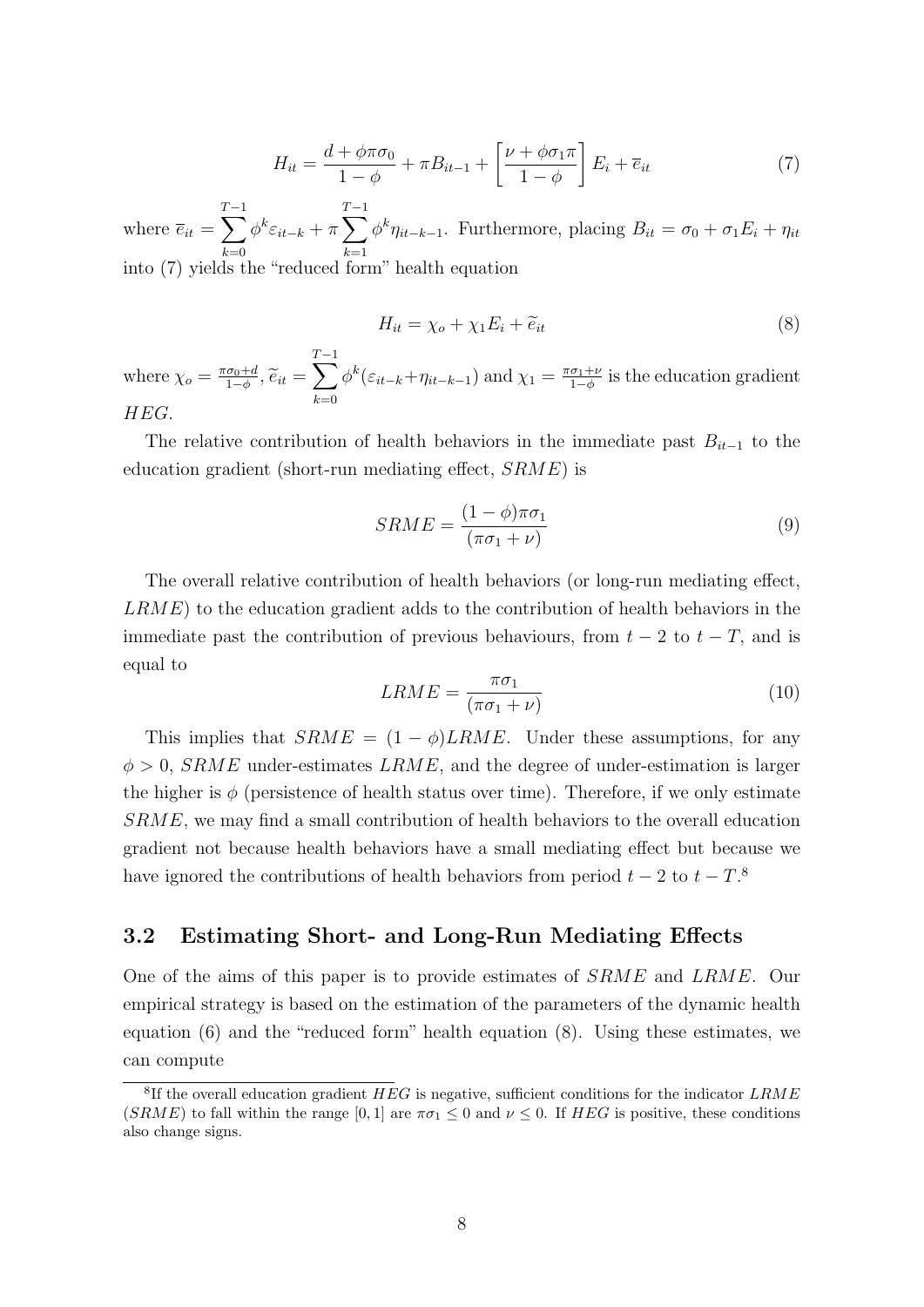$$H_{it} = \frac{d + \phi\pi\sigma_0}{1-\phi} + \pi B_{it-1} + \left[\frac{\nu + \phi\sigma_1\pi}{1-\phi}\right] E_i + \overline{e}_{it} \tag{7}$$

where $\overline{e}_{it} = \sum_{k=0}^{T-1} \phi^k \varepsilon_{it-k} + \pi \sum_{k=1}^{T-1} \phi^k \eta_{it-k-1}$. Furthermore, placing $B_{it} = \sigma_0 + \sigma_1 E_i + \eta_{it}$ into (7) yields the "reduced form" health equation

$$H_{it} = \chi_o + \chi_1 E_i + \widetilde{e}_{it} \tag{8}$$

where $\chi_o = \frac{\pi\sigma_0 + d}{1-\phi}$, $\widetilde{e}_{it} = \sum_{k=0}^{T-1} \phi^k (\varepsilon_{it-k} + \eta_{it-k-1})$ and $\chi_1 = \frac{\pi\sigma_1 + \nu}{1-\phi}$ is the education gradient $HEG$.

The relative contribution of health behaviors in the immediate past $B_{it-1}$ to the education gradient (short-run mediating effect, $SRME$) is

$$SRME = \frac{(1-\phi)\pi\sigma_1}{(\pi\sigma_1 + \nu)} \tag{9}$$

The overall relative contribution of health behaviors (or long-run mediating effect, $LRME$) to the education gradient adds to the contribution of health behaviors in the immediate past the contribution of previous behaviours, from $t-2$ to $t-T$, and is equal to

$$LRME = \frac{\pi\sigma_1}{(\pi\sigma_1 + \nu)} \tag{10}$$

This implies that $SRME = (1-\phi)LRME$. Under these assumptions, for any $\phi > 0$, $SRME$ under-estimates $LRME$, and the degree of under-estimation is larger the higher is $\phi$ (persistence of health status over time). Therefore, if we only estimate $SRME$, we may find a small contribution of health behaviors to the overall education gradient not because health behaviors have a small mediating effect but because we have ignored the contributions of health behaviors from period $t-2$ to $t-T$.[8]

## 3.2 Estimating Short- and Long-Run Mediating Effects

One of the aims of this paper is to provide estimates of $SRME$ and $LRME$. Our empirical strategy is based on the estimation of the parameters of the dynamic health equation (6) and the "reduced form" health equation (8). Using these estimates, we can compute

[8] If the overall education gradient $HEG$ is negative, sufficient conditions for the indicator $LRME$ ($SRME$) to fall within the range $[0, 1]$ are $\pi\sigma_1 \leq 0$ and $\nu \leq 0$. If $HEG$ is positive, these conditions also change signs.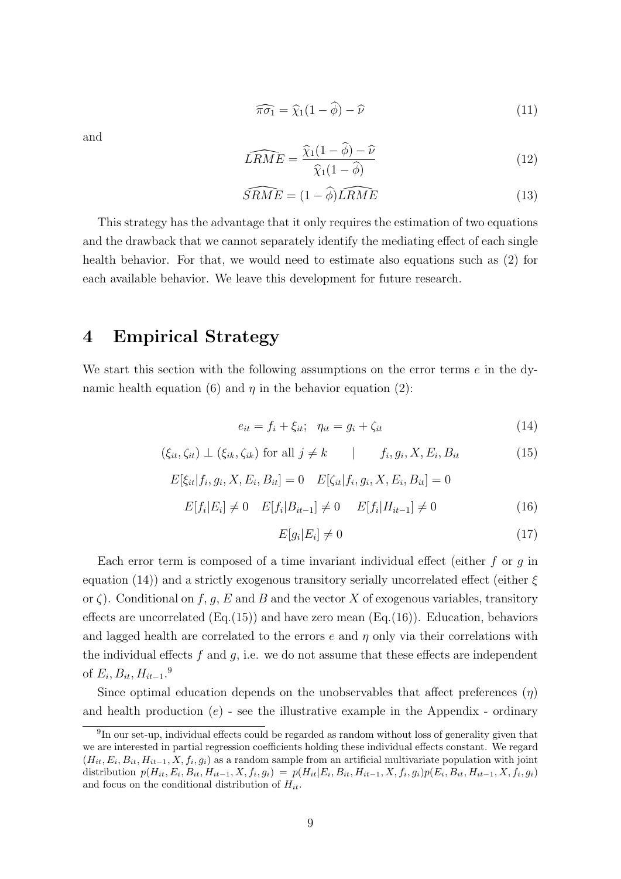$$\widehat{\pi\sigma_1} = \widehat{\chi}_1(1 - \widehat{\phi}) - \widehat{\nu} \tag{11}$$

and

$$\widehat{LRME} = \frac{\widehat{\chi}_1(1 - \widehat{\phi}) - \widehat{\nu}}{\widehat{\chi}_1(1 - \widehat{\phi})} \tag{12}$$

$$\widehat{SRME} = (1 - \widehat{\phi})\widehat{LRME} \tag{13}$$

This strategy has the advantage that it only requires the estimation of two equations and the drawback that we cannot separately identify the mediating effect of each single health behavior. For that, we would need to estimate also equations such as (2) for each available behavior. We leave this development for future research.

## 4 Empirical Strategy

We start this section with the following assumptions on the error terms $e$ in the dynamic health equation (6) and $\eta$ in the behavior equation (2):

$$e_{it} = f_i + \xi_{it}; \quad \eta_{it} = g_i + \zeta_{it} \tag{14}$$

$$(\xi_{it}, \zeta_{it}) \perp (\xi_{ik}, \zeta_{ik}) \text{ for all } j \neq k \qquad | \qquad f_i, g_i, X, E_i, B_{it} \tag{15}$$

$$E[\xi_{it}|f_i, g_i, X, E_i, B_{it}] = 0 \quad E[\zeta_{it}|f_i, g_i, X, E_i, B_{it}] = 0$$

$$E[f_i|E_i] \neq 0 \quad E[f_i|B_{it-1}] \neq 0 \quad E[f_i|H_{it-1}] \neq 0 \tag{16}$$

$$E[g_i|E_i] \neq 0 \tag{17}$$

Each error term is composed of a time invariant individual effect (either $f$ or $g$ in equation (14)) and a strictly exogenous transitory serially uncorrelated effect (either $\xi$ or $\zeta$). Conditional on $f$, $g$, $E$ and $B$ and the vector $X$ of exogenous variables, transitory effects are uncorrelated (Eq.(15)) and have zero mean (Eq.(16)). Education, behaviors and lagged health are correlated to the errors $e$ and $\eta$ only via their correlations with the individual effects $f$ and $g$, i.e. we do not assume that these effects are independent of $E_i, B_{it}, H_{it-1}$.[9]

Since optimal education depends on the unobservables that affect preferences ($\eta$) and health production ($e$) - see the illustrative example in the Appendix - ordinary

[9] In our set-up, individual effects could be regarded as random without loss of generality given that we are interested in partial regression coefficients holding these individual effects constant. We regard $(H_{it}, E_i, B_{it}, H_{it-1}, X, f_i, g_i)$ as a random sample from an artificial multivariate population with joint distribution $p(H_{it}, E_i, B_{it}, H_{it-1}, X, f_i, g_i) = p(H_{it}|E_i, B_{it}, H_{it-1}, X, f_i, g_i)p(E_i, B_{it}, H_{it-1}, X, f_i, g_i)$ and focus on the conditional distribution of $H_{it}$.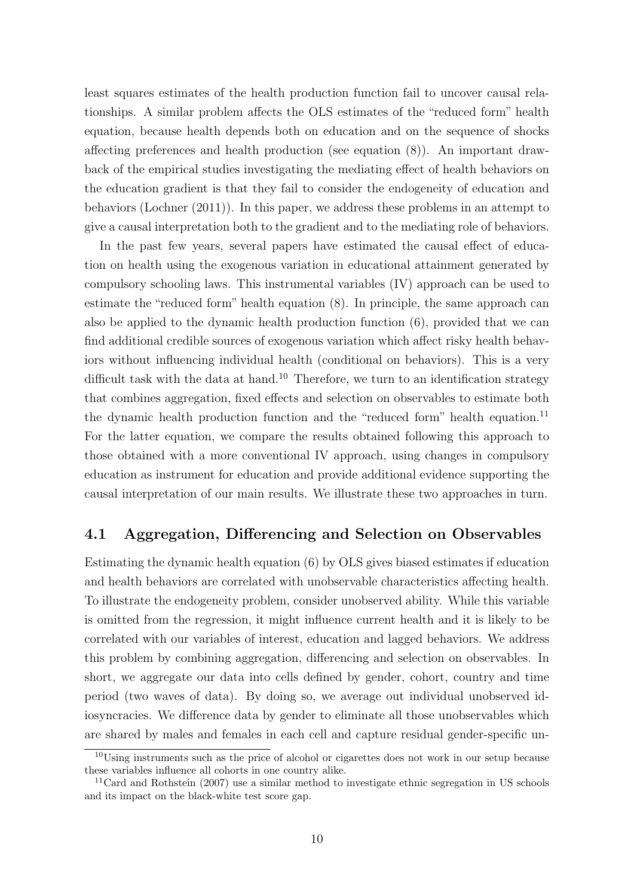least squares estimates of the health production function fail to uncover causal relationships. A similar problem affects the OLS estimates of the "reduced form" health equation, because health depends both on education and on the sequence of shocks affecting preferences and health production (see equation (8)). An important drawback of the empirical studies investigating the mediating effect of health behaviors on the education gradient is that they fail to consider the endogeneity of education and behaviors (Lochner (2011)). In this paper, we address these problems in an attempt to give a causal interpretation both to the gradient and to the mediating role of behaviors.

In the past few years, several papers have estimated the causal effect of education on health using the exogenous variation in educational attainment generated by compulsory schooling laws. This instrumental variables (IV) approach can be used to estimate the "reduced form" health equation (8). In principle, the same approach can also be applied to the dynamic health production function (6), provided that we can find additional credible sources of exogenous variation which affect risky health behaviors without influencing individual health (conditional on behaviors). This is a very difficult task with the data at hand.[10] Therefore, we turn to an identification strategy that combines aggregation, fixed effects and selection on observables to estimate both the dynamic health production function and the "reduced form" health equation.[11] For the latter equation, we compare the results obtained following this approach to those obtained with a more conventional IV approach, using changes in compulsory education as instrument for education and provide additional evidence supporting the causal interpretation of our main results. We illustrate these two approaches in turn.

## 4.1 Aggregation, Differencing and Selection on Observables

Estimating the dynamic health equation (6) by OLS gives biased estimates if education and health behaviors are correlated with unobservable characteristics affecting health. To illustrate the endogeneity problem, consider unobserved ability. While this variable is omitted from the regression, it might influence current health and it is likely to be correlated with our variables of interest, education and lagged behaviors. We address this problem by combining aggregation, differencing and selection on observables. In short, we aggregate our data into cells defined by gender, cohort, country and time period (two waves of data). By doing so, we average out individual unobserved idiosyncracies. We difference data by gender to eliminate all those unobservables which are shared by males and females in each cell and capture residual gender-specific un-

[10] Using instruments such as the price of alcohol or cigarettes does not work in our setup because these variables influence all cohorts in one country alike.

[11] Card and Rothstein (2007) use a similar method to investigate ethnic segregation in US schools and its impact on the black-white test score gap.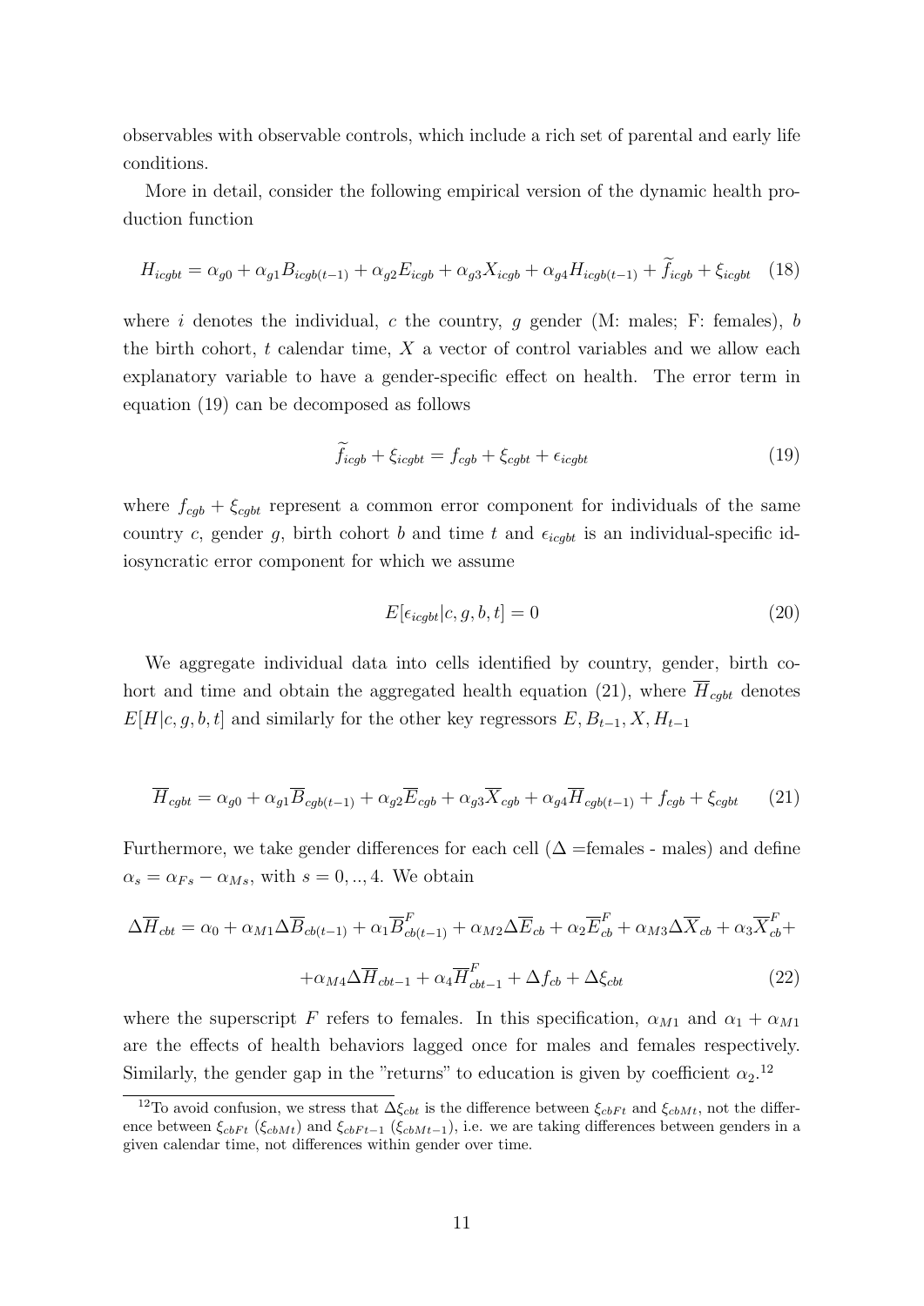observables with observable controls, which include a rich set of parental and early life conditions.

More in detail, consider the following empirical version of the dynamic health production function

$$H_{icgbt} = \alpha_{g0} + \alpha_{g1} B_{icgb(t-1)} + \alpha_{g2} E_{icgb} + \alpha_{g3} X_{icgb} + \alpha_{g4} H_{icgb(t-1)} + \widetilde{f}_{icgb} + \xi_{icgbt} \quad (18)$$

where $i$ denotes the individual, $c$ the country, $g$ gender (M: males; F: females), $b$ the birth cohort, $t$ calendar time, $X$ a vector of control variables and we allow each explanatory variable to have a gender-specific effect on health. The error term in equation (19) can be decomposed as follows

$$\widetilde{f}_{icgb} + \xi_{icgbt} = f_{cgb} + \xi_{cgbt} + \epsilon_{icgbt} \quad (19)$$

where $f_{cgb} + \xi_{cgbt}$ represent a common error component for individuals of the same country $c$, gender $g$, birth cohort $b$ and time $t$ and $\epsilon_{icgbt}$ is an individual-specific idiosyncratic error component for which we assume

$$E[\epsilon_{icgbt} | c, g, b, t] = 0 \quad (20)$$

We aggregate individual data into cells identified by country, gender, birth cohort and time and obtain the aggregated health equation (21), where $\overline{H}_{cgbt}$ denotes $E[H|c, g, b, t]$ and similarly for the other key regressors $E, B_{t-1}, X, H_{t-1}$

$$\overline{H}_{cgbt} = \alpha_{g0} + \alpha_{g1} \overline{B}_{cgb(t-1)} + \alpha_{g2} \overline{E}_{cgb} + \alpha_{g3} \overline{X}_{cgb} + \alpha_{g4} \overline{H}_{cgb(t-1)} + f_{cgb} + \xi_{cgbt} \quad (21)$$

Furthermore, we take gender differences for each cell ($\Delta$ =females - males) and define $\alpha_s = \alpha_{Fs} - \alpha_{Ms}$, with $s = 0, .., 4$. We obtain

$$\Delta \overline{H}_{cbt} = \alpha_0 + \alpha_{M1} \Delta \overline{B}_{cb(t-1)} + \alpha_1 \overline{B}^F_{cb(t-1)} + \alpha_{M2} \Delta \overline{E}_{cb} + \alpha_2 \overline{E}^F_{cb} + \alpha_{M3} \Delta \overline{X}_{cb} + \alpha_3 \overline{X}^F_{cb} +$$

$$+ \alpha_{M4} \Delta \overline{H}_{cbt-1} + \alpha_4 \overline{H}^F_{cbt-1} + \Delta f_{cb} + \Delta \xi_{cbt} \quad (22)$$

where the superscript $F$ refers to females. In this specification, $\alpha_{M1}$ and $\alpha_1 + \alpha_{M1}$ are the effects of health behaviors lagged once for males and females respectively. Similarly, the gender gap in the "returns" to education is given by coefficient $\alpha_2$.[12]

[12] To avoid confusion, we stress that $\Delta \xi_{cbt}$ is the difference between $\xi_{cbFt}$ and $\xi_{cbMt}$, not the difference between $\xi_{cbFt}$ ($\xi_{cbMt}$) and $\xi_{cbFt-1}$ ($\xi_{cbMt-1}$), i.e. we are taking differences between genders in a given calendar time, not differences within gender over time.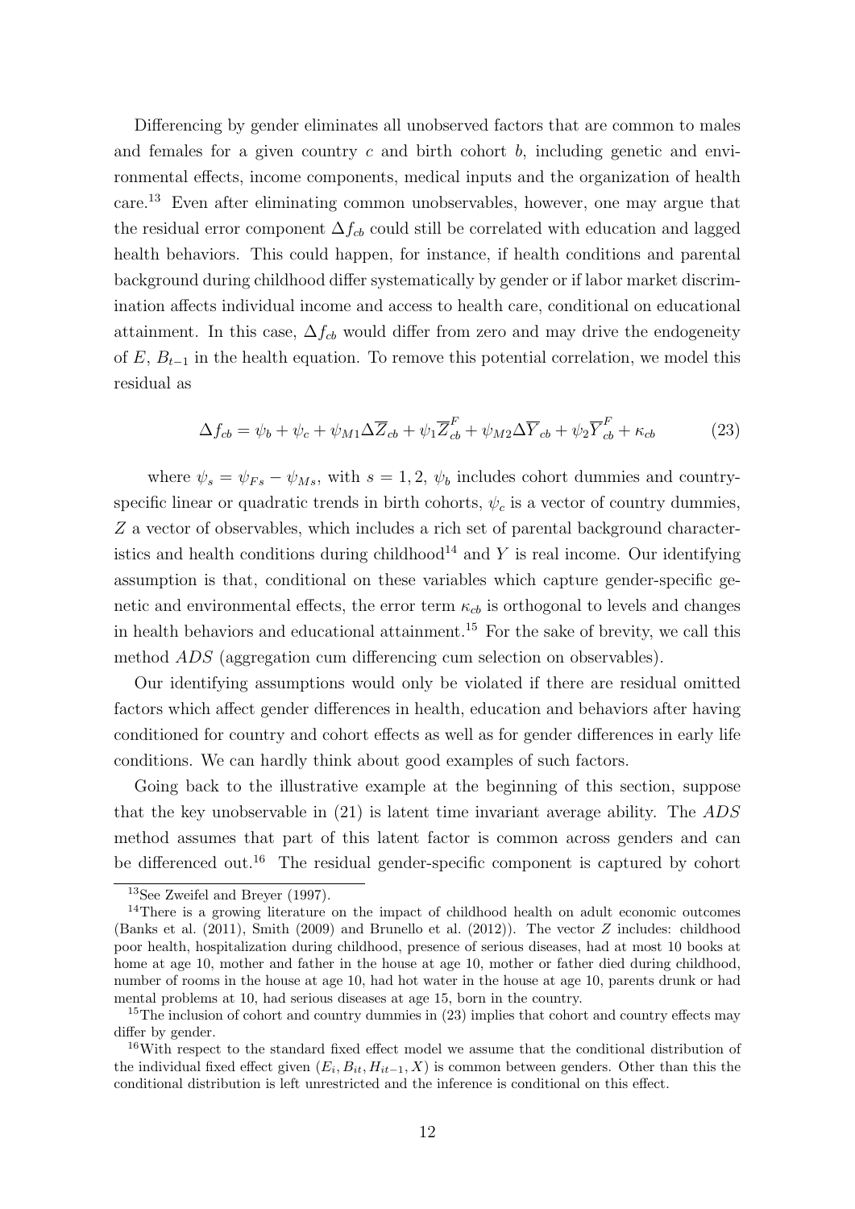Differencing by gender eliminates all unobserved factors that are common to males and females for a given country $c$ and birth cohort $b$, including genetic and environmental effects, income components, medical inputs and the organization of health care.[13] Even after eliminating common unobservables, however, one may argue that the residual error component $\Delta f_{cb}$ could still be correlated with education and lagged health behaviors. This could happen, for instance, if health conditions and parental background during childhood differ systematically by gender or if labor market discrimination affects individual income and access to health care, conditional on educational attainment. In this case, $\Delta f_{cb}$ would differ from zero and may drive the endogeneity of $E$, $B_{t-1}$ in the health equation. To remove this potential correlation, we model this residual as

$$\Delta f_{cb} = \psi_b + \psi_c + \psi_{M1} \Delta \overline{Z}_{cb} + \psi_1 \overline{Z}^F_{cb} + \psi_{M2} \Delta \overline{Y}_{cb} + \psi_2 \overline{Y}^F_{cb} + \kappa_{cb} \tag{23}$$

where $\psi_s = \psi_{Fs} - \psi_{Ms}$, with $s = 1, 2$, $\psi_b$ includes cohort dummies and country-specific linear or quadratic trends in birth cohorts, $\psi_c$ is a vector of country dummies, $Z$ a vector of observables, which includes a rich set of parental background characteristics and health conditions during childhood[14] and $Y$ is real income. Our identifying assumption is that, conditional on these variables which capture gender-specific genetic and environmental effects, the error term $\kappa_{cb}$ is orthogonal to levels and changes in health behaviors and educational attainment.[15] For the sake of brevity, we call this method *ADS* (aggregation cum differencing cum selection on observables).

Our identifying assumptions would only be violated if there are residual omitted factors which affect gender differences in health, education and behaviors after having conditioned for country and cohort effects as well as for gender differences in early life conditions. We can hardly think about good examples of such factors.

Going back to the illustrative example at the beginning of this section, suppose that the key unobservable in (21) is latent time invariant average ability. The *ADS* method assumes that part of this latent factor is common across genders and can be differenced out.[16] The residual gender-specific component is captured by cohort

---

[13] See Zweifel and Breyer (1997).

[14] There is a growing literature on the impact of childhood health on adult economic outcomes (Banks et al. (2011), Smith (2009) and Brunello et al. (2012)). The vector $Z$ includes: childhood poor health, hospitalization during childhood, presence of serious diseases, had at most 10 books at home at age 10, mother and father in the house at age 10, mother or father died during childhood, number of rooms in the house at age 10, had hot water in the house at age 10, parents drunk or had mental problems at 10, had serious diseases at age 15, born in the country.

[15] The inclusion of cohort and country dummies in (23) implies that cohort and country effects may differ by gender.

[16] With respect to the standard fixed effect model we assume that the conditional distribution of the individual fixed effect given $(E_i, B_{it}, H_{it-1}, X)$ is common between genders. Other than this the conditional distribution is left unrestricted and the inference is conditional on this effect.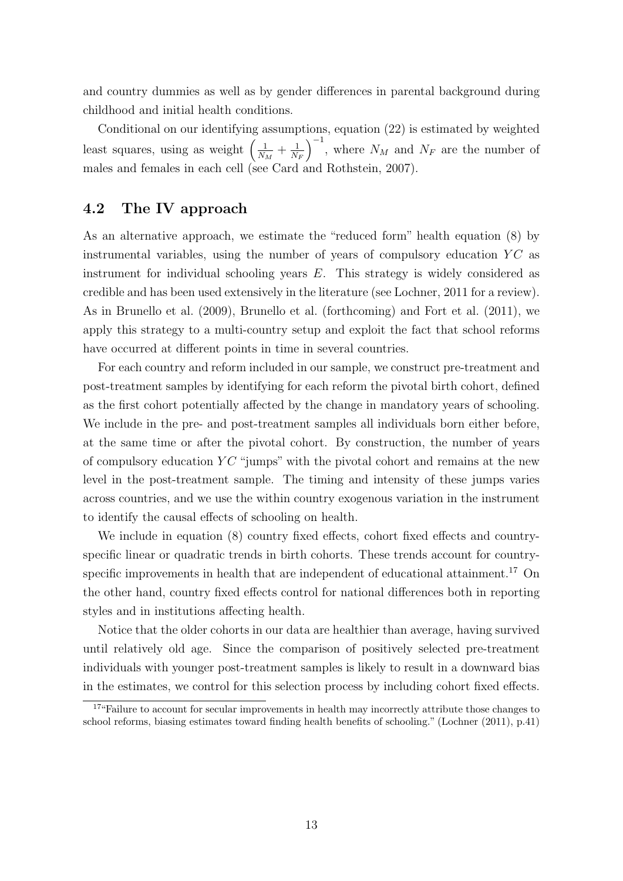and country dummies as well as by gender differences in parental background during childhood and initial health conditions.

Conditional on our identifying assumptions, equation (22) is estimated by weighted least squares, using as weight $\left(\frac{1}{N_M} + \frac{1}{N_F}\right)^{-1}$, where $N_M$ and $N_F$ are the number of males and females in each cell (see Card and Rothstein, 2007).

## 4.2 The IV approach

As an alternative approach, we estimate the "reduced form" health equation (8) by instrumental variables, using the number of years of compulsory education $YC$ as instrument for individual schooling years $E$. This strategy is widely considered as credible and has been used extensively in the literature (see Lochner, 2011 for a review). As in Brunello et al. (2009), Brunello et al. (forthcoming) and Fort et al. (2011), we apply this strategy to a multi-country setup and exploit the fact that school reforms have occurred at different points in time in several countries.

For each country and reform included in our sample, we construct pre-treatment and post-treatment samples by identifying for each reform the pivotal birth cohort, defined as the first cohort potentially affected by the change in mandatory years of schooling. We include in the pre- and post-treatment samples all individuals born either before, at the same time or after the pivotal cohort. By construction, the number of years of compulsory education $YC$ "jumps" with the pivotal cohort and remains at the new level in the post-treatment sample. The timing and intensity of these jumps varies across countries, and we use the within country exogenous variation in the instrument to identify the causal effects of schooling on health.

We include in equation (8) country fixed effects, cohort fixed effects and country-specific linear or quadratic trends in birth cohorts. These trends account for country-specific improvements in health that are independent of educational attainment.[17] On the other hand, country fixed effects control for national differences both in reporting styles and in institutions affecting health.

Notice that the older cohorts in our data are healthier than average, having survived until relatively old age. Since the comparison of positively selected pre-treatment individuals with younger post-treatment samples is likely to result in a downward bias in the estimates, we control for this selection process by including cohort fixed effects.

[17]"Failure to account for secular improvements in health may incorrectly attribute those changes to school reforms, biasing estimates toward finding health benefits of schooling." (Lochner (2011), p.41)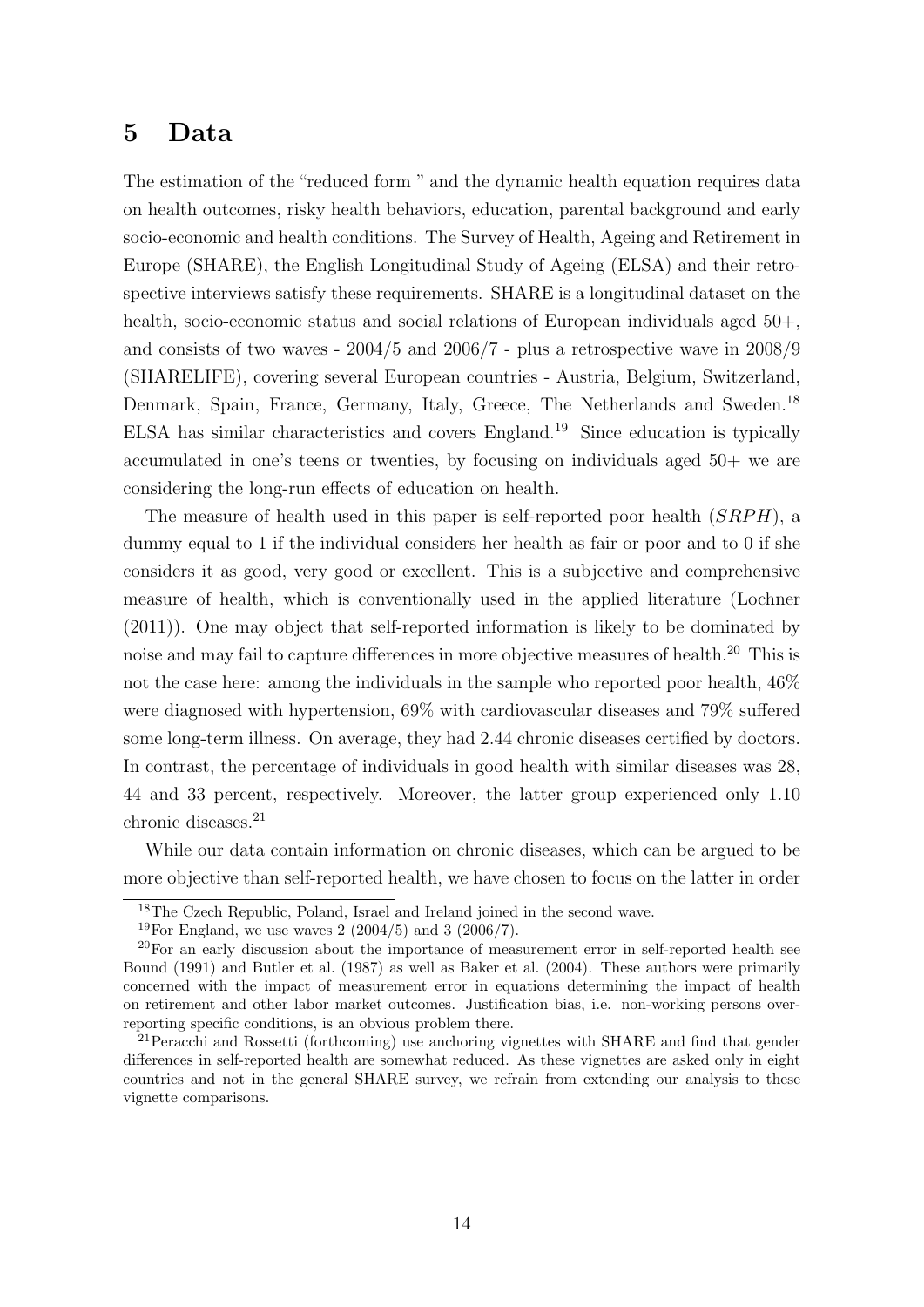# 5 Data

The estimation of the "reduced form " and the dynamic health equation requires data on health outcomes, risky health behaviors, education, parental background and early socio-economic and health conditions. The Survey of Health, Ageing and Retirement in Europe (SHARE), the English Longitudinal Study of Ageing (ELSA) and their retrospective interviews satisfy these requirements. SHARE is a longitudinal dataset on the health, socio-economic status and social relations of European individuals aged 50+, and consists of two waves - 2004/5 and 2006/7 - plus a retrospective wave in 2008/9 (SHARELIFE), covering several European countries - Austria, Belgium, Switzerland, Denmark, Spain, France, Germany, Italy, Greece, The Netherlands and Sweden.[18] ELSA has similar characteristics and covers England.[19] Since education is typically accumulated in one's teens or twenties, by focusing on individuals aged 50+ we are considering the long-run effects of education on health.

The measure of health used in this paper is self-reported poor health ($SRPH$), a dummy equal to 1 if the individual considers her health as fair or poor and to 0 if she considers it as good, very good or excellent. This is a subjective and comprehensive measure of health, which is conventionally used in the applied literature (Lochner (2011)). One may object that self-reported information is likely to be dominated by noise and may fail to capture differences in more objective measures of health.[20] This is not the case here: among the individuals in the sample who reported poor health, 46% were diagnosed with hypertension, 69% with cardiovascular diseases and 79% suffered some long-term illness. On average, they had 2.44 chronic diseases certified by doctors. In contrast, the percentage of individuals in good health with similar diseases was 28, 44 and 33 percent, respectively. Moreover, the latter group experienced only 1.10 chronic diseases.[21]

While our data contain information on chronic diseases, which can be argued to be more objective than self-reported health, we have chosen to focus on the latter in order

[18] The Czech Republic, Poland, Israel and Ireland joined in the second wave.

[19] For England, we use waves 2 (2004/5) and 3 (2006/7).

[20] For an early discussion about the importance of measurement error in self-reported health see Bound (1991) and Butler et al. (1987) as well as Baker et al. (2004). These authors were primarily concerned with the impact of measurement error in equations determining the impact of health on retirement and other labor market outcomes. Justification bias, i.e. non-working persons over-reporting specific conditions, is an obvious problem there.

[21] Peracchi and Rossetti (forthcoming) use anchoring vignettes with SHARE and find that gender differences in self-reported health are somewhat reduced. As these vignettes are asked only in eight countries and not in the general SHARE survey, we refrain from extending our analysis to these vignette comparisons.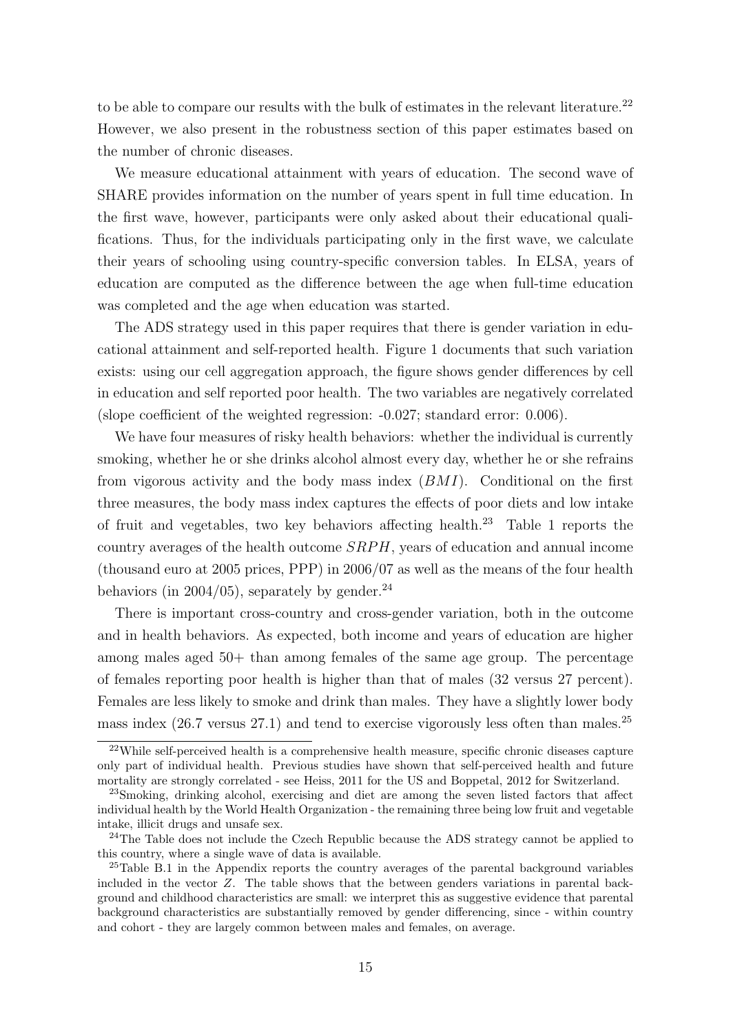to be able to compare our results with the bulk of estimates in the relevant literature.[22] However, we also present in the robustness section of this paper estimates based on the number of chronic diseases.

We measure educational attainment with years of education. The second wave of SHARE provides information on the number of years spent in full time education. In the first wave, however, participants were only asked about their educational qualifications. Thus, for the individuals participating only in the first wave, we calculate their years of schooling using country-specific conversion tables. In ELSA, years of education are computed as the difference between the age when full-time education was completed and the age when education was started.

The ADS strategy used in this paper requires that there is gender variation in educational attainment and self-reported health. Figure 1 documents that such variation exists: using our cell aggregation approach, the figure shows gender differences by cell in education and self reported poor health. The two variables are negatively correlated (slope coefficient of the weighted regression: -0.027; standard error: 0.006).

We have four measures of risky health behaviors: whether the individual is currently smoking, whether he or she drinks alcohol almost every day, whether he or she refrains from vigorous activity and the body mass index ($BMI$). Conditional on the first three measures, the body mass index captures the effects of poor diets and low intake of fruit and vegetables, two key behaviors affecting health.[23] Table 1 reports the country averages of the health outcome $SRPH$, years of education and annual income (thousand euro at 2005 prices, PPP) in 2006/07 as well as the means of the four health behaviors (in 2004/05), separately by gender.[24]

There is important cross-country and cross-gender variation, both in the outcome and in health behaviors. As expected, both income and years of education are higher among males aged 50+ than among females of the same age group. The percentage of females reporting poor health is higher than that of males (32 versus 27 percent). Females are less likely to smoke and drink than males. They have a slightly lower body mass index (26.7 versus 27.1) and tend to exercise vigorously less often than males.[25]

[22]While self-perceived health is a comprehensive health measure, specific chronic diseases capture only part of individual health. Previous studies have shown that self-perceived health and future mortality are strongly correlated - see Heiss, 2011 for the US and Boppetal, 2012 for Switzerland.

[23]Smoking, drinking alcohol, exercising and diet are among the seven listed factors that affect individual health by the World Health Organization - the remaining three being low fruit and vegetable intake, illicit drugs and unsafe sex.

[24]The Table does not include the Czech Republic because the ADS strategy cannot be applied to this country, where a single wave of data is available.

[25]Table B.1 in the Appendix reports the country averages of the parental background variables included in the vector $Z$. The table shows that the between genders variations in parental background and childhood characteristics are small: we interpret this as suggestive evidence that parental background characteristics are substantially removed by gender differencing, since - within country and cohort - they are largely common between males and females, on average.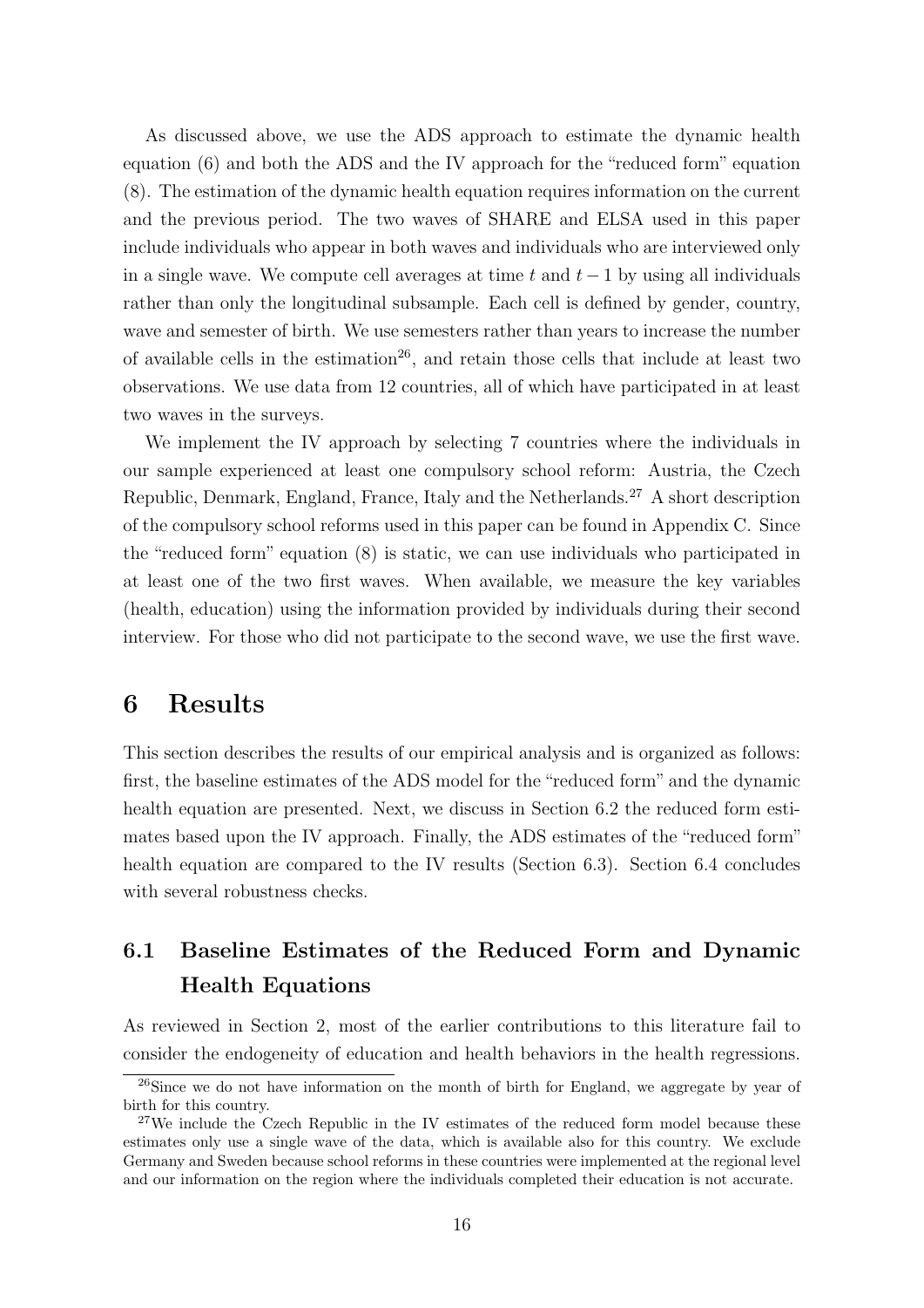As discussed above, we use the ADS approach to estimate the dynamic health equation (6) and both the ADS and the IV approach for the "reduced form" equation (8). The estimation of the dynamic health equation requires information on the current and the previous period. The two waves of SHARE and ELSA used in this paper include individuals who appear in both waves and individuals who are interviewed only in a single wave. We compute cell averages at time $t$ and $t-1$ by using all individuals rather than only the longitudinal subsample. Each cell is defined by gender, country, wave and semester of birth. We use semesters rather than years to increase the number of available cells in the estimation[26], and retain those cells that include at least two observations. We use data from 12 countries, all of which have participated in at least two waves in the surveys.

We implement the IV approach by selecting 7 countries where the individuals in our sample experienced at least one compulsory school reform: Austria, the Czech Republic, Denmark, England, France, Italy and the Netherlands.[27] A short description of the compulsory school reforms used in this paper can be found in Appendix C. Since the "reduced form" equation (8) is static, we can use individuals who participated in at least one of the two first waves. When available, we measure the key variables (health, education) using the information provided by individuals during their second interview. For those who did not participate to the second wave, we use the first wave.

# 6 Results

This section describes the results of our empirical analysis and is organized as follows: first, the baseline estimates of the ADS model for the "reduced form" and the dynamic health equation are presented. Next, we discuss in Section 6.2 the reduced form estimates based upon the IV approach. Finally, the ADS estimates of the "reduced form" health equation are compared to the IV results (Section 6.3). Section 6.4 concludes with several robustness checks.

## 6.1 Baseline Estimates of the Reduced Form and Dynamic Health Equations

As reviewed in Section 2, most of the earlier contributions to this literature fail to consider the endogeneity of education and health behaviors in the health regressions.

[26] Since we do not have information on the month of birth for England, we aggregate by year of birth for this country.

[27] We include the Czech Republic in the IV estimates of the reduced form model because these estimates only use a single wave of the data, which is available also for this country. We exclude Germany and Sweden because school reforms in these countries were implemented at the regional level and our information on the region where the individuals completed their education is not accurate.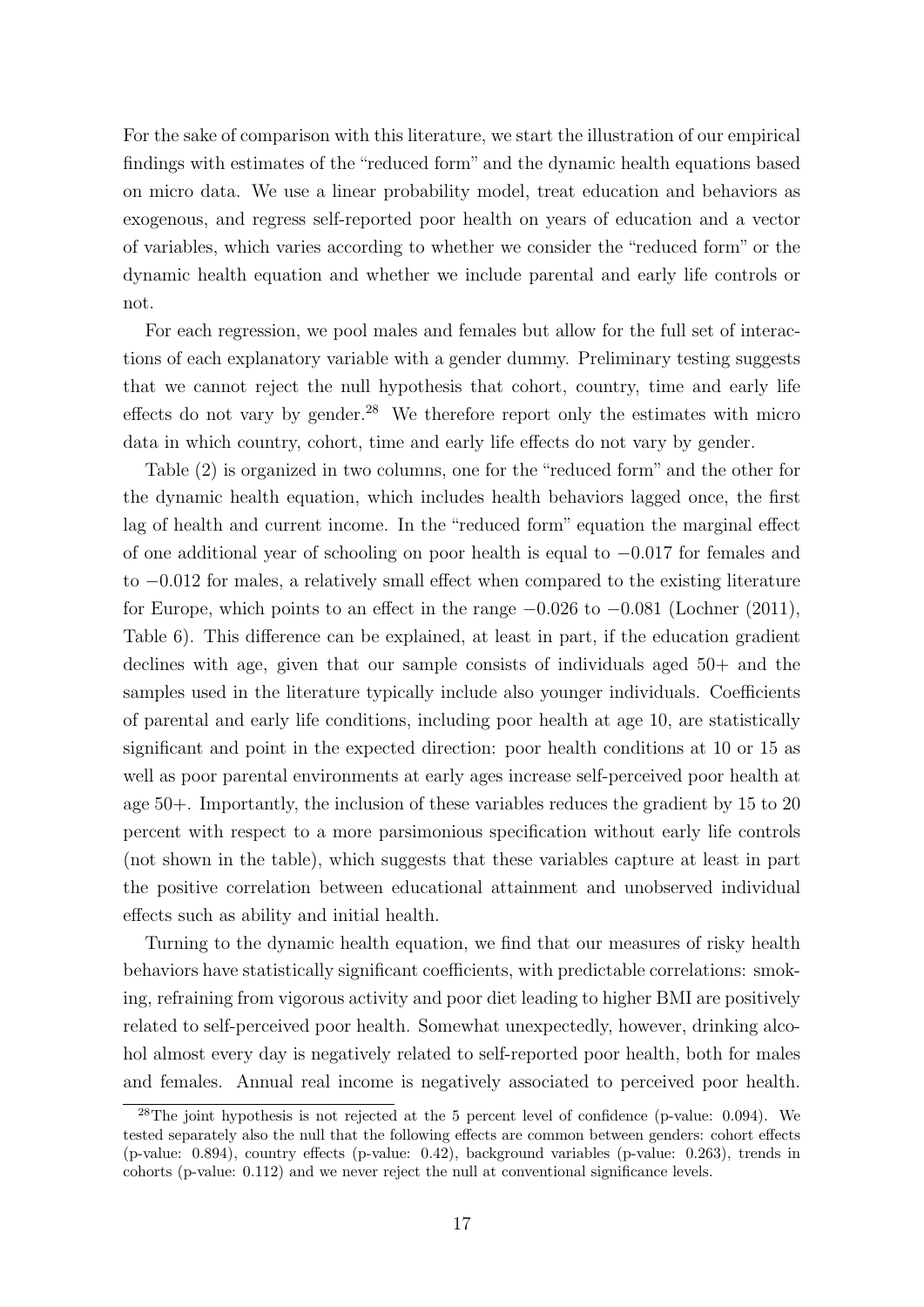For the sake of comparison with this literature, we start the illustration of our empirical findings with estimates of the "reduced form" and the dynamic health equations based on micro data. We use a linear probability model, treat education and behaviors as exogenous, and regress self-reported poor health on years of education and a vector of variables, which varies according to whether we consider the "reduced form" or the dynamic health equation and whether we include parental and early life controls or not.

For each regression, we pool males and females but allow for the full set of interactions of each explanatory variable with a gender dummy. Preliminary testing suggests that we cannot reject the null hypothesis that cohort, country, time and early life effects do not vary by gender.[28] We therefore report only the estimates with micro data in which country, cohort, time and early life effects do not vary by gender.

Table (2) is organized in two columns, one for the "reduced form" and the other for the dynamic health equation, which includes health behaviors lagged once, the first lag of health and current income. In the "reduced form" equation the marginal effect of one additional year of schooling on poor health is equal to $-0.017$ for females and to $-0.012$ for males, a relatively small effect when compared to the existing literature for Europe, which points to an effect in the range $-0.026$ to $-0.081$ (Lochner (2011), Table 6). This difference can be explained, at least in part, if the education gradient declines with age, given that our sample consists of individuals aged 50+ and the samples used in the literature typically include also younger individuals. Coefficients of parental and early life conditions, including poor health at age 10, are statistically significant and point in the expected direction: poor health conditions at 10 or 15 as well as poor parental environments at early ages increase self-perceived poor health at age 50+. Importantly, the inclusion of these variables reduces the gradient by 15 to 20 percent with respect to a more parsimonious specification without early life controls (not shown in the table), which suggests that these variables capture at least in part the positive correlation between educational attainment and unobserved individual effects such as ability and initial health.

Turning to the dynamic health equation, we find that our measures of risky health behaviors have statistically significant coefficients, with predictable correlations: smoking, refraining from vigorous activity and poor diet leading to higher BMI are positively related to self-perceived poor health. Somewhat unexpectedly, however, drinking alcohol almost every day is negatively related to self-reported poor health, both for males and females. Annual real income is negatively associated to perceived poor health.

[28] The joint hypothesis is not rejected at the 5 percent level of confidence (p-value: 0.094). We tested separately also the null that the following effects are common between genders: cohort effects (p-value: 0.894), country effects (p-value: 0.42), background variables (p-value: 0.263), trends in cohorts (p-value: 0.112) and we never reject the null at conventional significance levels.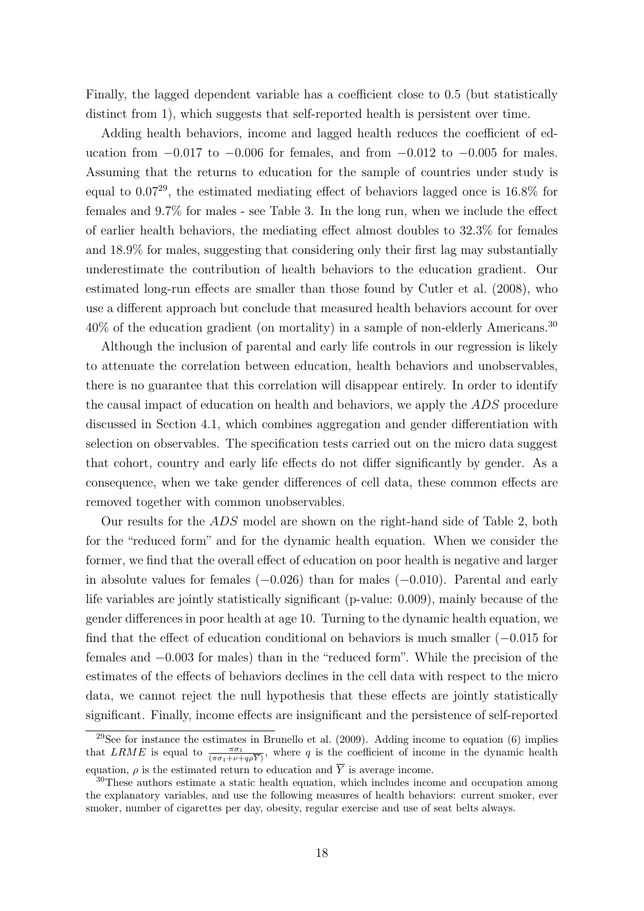Finally, the lagged dependent variable has a coefficient close to 0.5 (but statistically distinct from 1), which suggests that self-reported health is persistent over time.

Adding health behaviors, income and lagged health reduces the coefficient of education from $-0.017$ to $-0.006$ for females, and from $-0.012$ to $-0.005$ for males. Assuming that the returns to education for the sample of countries under study is equal to 0.07[29], the estimated mediating effect of behaviors lagged once is 16.8% for females and 9.7% for males - see Table 3. In the long run, when we include the effect of earlier health behaviors, the mediating effect almost doubles to 32.3% for females and 18.9% for males, suggesting that considering only their first lag may substantially underestimate the contribution of health behaviors to the education gradient. Our estimated long-run effects are smaller than those found by Cutler et al. (2008), who use a different approach but conclude that measured health behaviors account for over 40% of the education gradient (on mortality) in a sample of non-elderly Americans.[30]

Although the inclusion of parental and early life controls in our regression is likely to attenuate the correlation between education, health behaviors and unobservables, there is no guarantee that this correlation will disappear entirely. In order to identify the causal impact of education on health and behaviors, we apply the *ADS* procedure discussed in Section 4.1, which combines aggregation and gender differentiation with selection on observables. The specification tests carried out on the micro data suggest that cohort, country and early life effects do not differ significantly by gender. As a consequence, when we take gender differences of cell data, these common effects are removed together with common unobservables.

Our results for the *ADS* model are shown on the right-hand side of Table 2, both for the "reduced form" and for the dynamic health equation. When we consider the former, we find that the overall effect of education on poor health is negative and larger in absolute values for females $(-0.026)$ than for males $(-0.010)$. Parental and early life variables are jointly statistically significant (p-value: 0.009), mainly because of the gender differences in poor health at age 10. Turning to the dynamic health equation, we find that the effect of education conditional on behaviors is much smaller $(-0.015$ for females and $-0.003$ for males) than in the "reduced form". While the precision of the estimates of the effects of behaviors declines in the cell data with respect to the micro data, we cannot reject the null hypothesis that these effects are jointly statistically significant. Finally, income effects are insignificant and the persistence of self-reported

[29] See for instance the estimates in Brunello et al. (2009). Adding income to equation (6) implies that $LRME$ is equal to $\frac{\pi\sigma_1}{(\pi\sigma_1+\nu+q\rho\overline{Y})}$, where $q$ is the coefficient of income in the dynamic health equation, $\rho$ is the estimated return to education and $\overline{Y}$ is average income.

[30] These authors estimate a static health equation, which includes income and occupation among the explanatory variables, and use the following measures of health behaviors: current smoker, ever smoker, number of cigarettes per day, obesity, regular exercise and use of seat belts always.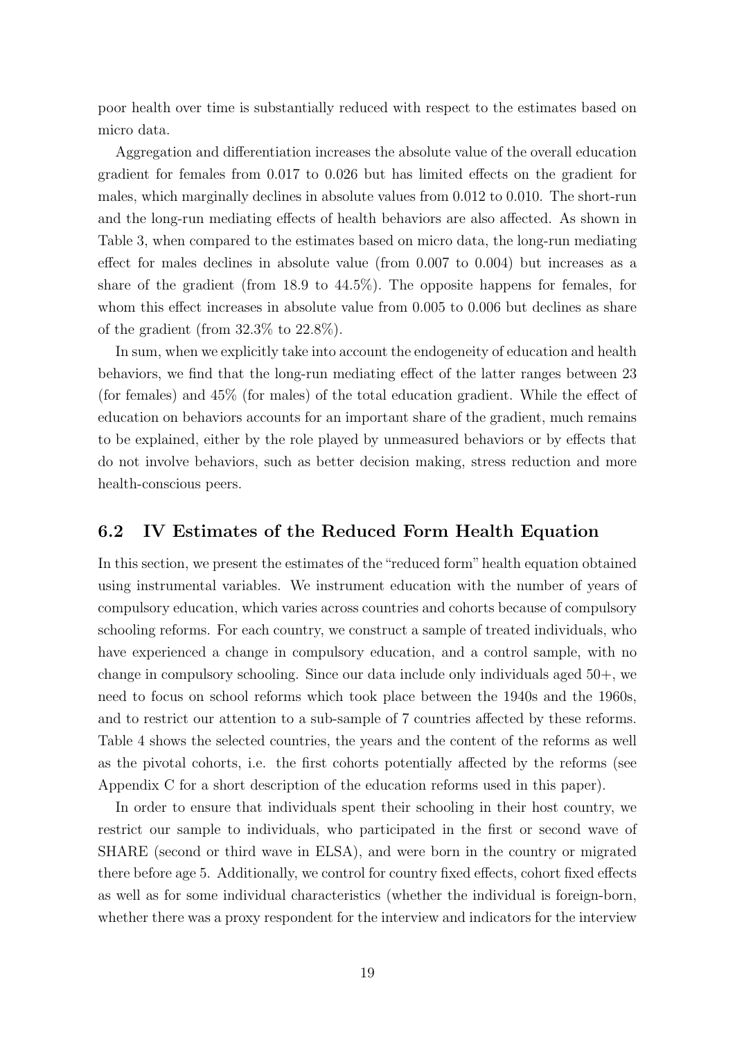poor health over time is substantially reduced with respect to the estimates based on micro data.

Aggregation and differentiation increases the absolute value of the overall education gradient for females from 0.017 to 0.026 but has limited effects on the gradient for males, which marginally declines in absolute values from 0.012 to 0.010. The short-run and the long-run mediating effects of health behaviors are also affected. As shown in Table 3, when compared to the estimates based on micro data, the long-run mediating effect for males declines in absolute value (from 0.007 to 0.004) but increases as a share of the gradient (from 18.9 to 44.5%). The opposite happens for females, for whom this effect increases in absolute value from 0.005 to 0.006 but declines as share of the gradient (from 32.3% to 22.8%).

In sum, when we explicitly take into account the endogeneity of education and health behaviors, we find that the long-run mediating effect of the latter ranges between 23 (for females) and 45% (for males) of the total education gradient. While the effect of education on behaviors accounts for an important share of the gradient, much remains to be explained, either by the role played by unmeasured behaviors or by effects that do not involve behaviors, such as better decision making, stress reduction and more health-conscious peers.

## 6.2 IV Estimates of the Reduced Form Health Equation

In this section, we present the estimates of the "reduced form" health equation obtained using instrumental variables. We instrument education with the number of years of compulsory education, which varies across countries and cohorts because of compulsory schooling reforms. For each country, we construct a sample of treated individuals, who have experienced a change in compulsory education, and a control sample, with no change in compulsory schooling. Since our data include only individuals aged 50+, we need to focus on school reforms which took place between the 1940s and the 1960s, and to restrict our attention to a sub-sample of 7 countries affected by these reforms. Table 4 shows the selected countries, the years and the content of the reforms as well as the pivotal cohorts, i.e. the first cohorts potentially affected by the reforms (see Appendix C for a short description of the education reforms used in this paper).

In order to ensure that individuals spent their schooling in their host country, we restrict our sample to individuals, who participated in the first or second wave of SHARE (second or third wave in ELSA), and were born in the country or migrated there before age 5. Additionally, we control for country fixed effects, cohort fixed effects as well as for some individual characteristics (whether the individual is foreign-born, whether there was a proxy respondent for the interview and indicators for the interview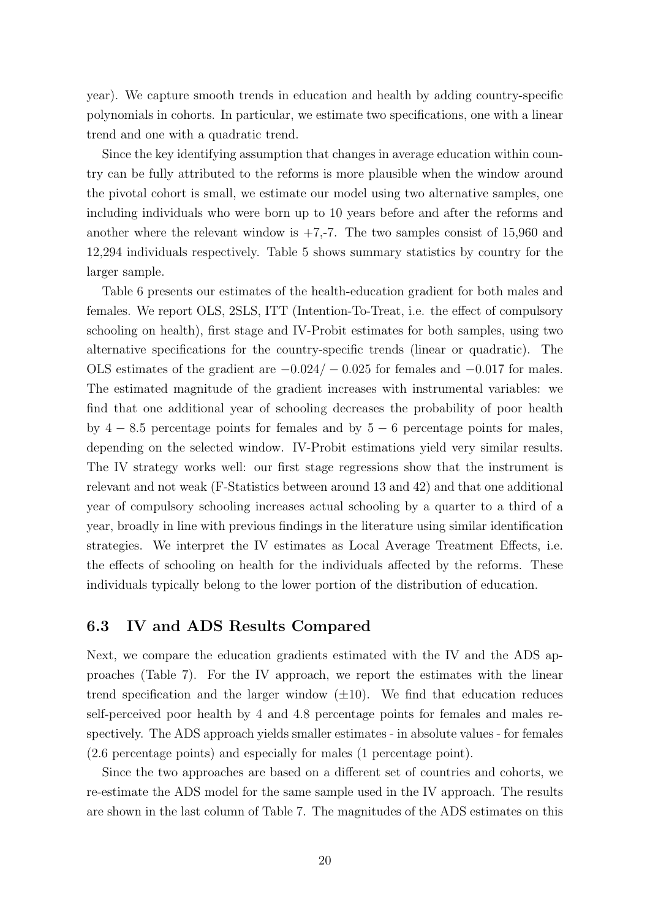year). We capture smooth trends in education and health by adding country-specific polynomials in cohorts. In particular, we estimate two specifications, one with a linear trend and one with a quadratic trend.

Since the key identifying assumption that changes in average education within country can be fully attributed to the reforms is more plausible when the window around the pivotal cohort is small, we estimate our model using two alternative samples, one including individuals who were born up to 10 years before and after the reforms and another where the relevant window is +7,-7. The two samples consist of 15,960 and 12,294 individuals respectively. Table 5 shows summary statistics by country for the larger sample.

Table 6 presents our estimates of the health-education gradient for both males and females. We report OLS, 2SLS, ITT (Intention-To-Treat, i.e. the effect of compulsory schooling on health), first stage and IV-Probit estimates for both samples, using two alternative specifications for the country-specific trends (linear or quadratic). The OLS estimates of the gradient are $-0.024/-0.025$ for females and $-0.017$ for males. The estimated magnitude of the gradient increases with instrumental variables: we find that one additional year of schooling decreases the probability of poor health by $4-8.5$ percentage points for females and by $5-6$ percentage points for males, depending on the selected window. IV-Probit estimations yield very similar results. The IV strategy works well: our first stage regressions show that the instrument is relevant and not weak (F-Statistics between around 13 and 42) and that one additional year of compulsory schooling increases actual schooling by a quarter to a third of a year, broadly in line with previous findings in the literature using similar identification strategies. We interpret the IV estimates as Local Average Treatment Effects, i.e. the effects of schooling on health for the individuals affected by the reforms. These individuals typically belong to the lower portion of the distribution of education.

### 6.3 IV and ADS Results Compared

Next, we compare the education gradients estimated with the IV and the ADS approaches (Table 7). For the IV approach, we report the estimates with the linear trend specification and the larger window ($\pm 10$). We find that education reduces self-perceived poor health by 4 and 4.8 percentage points for females and males respectively. The ADS approach yields smaller estimates - in absolute values - for females (2.6 percentage points) and especially for males (1 percentage point).

Since the two approaches are based on a different set of countries and cohorts, we re-estimate the ADS model for the same sample used in the IV approach. The results are shown in the last column of Table 7. The magnitudes of the ADS estimates on this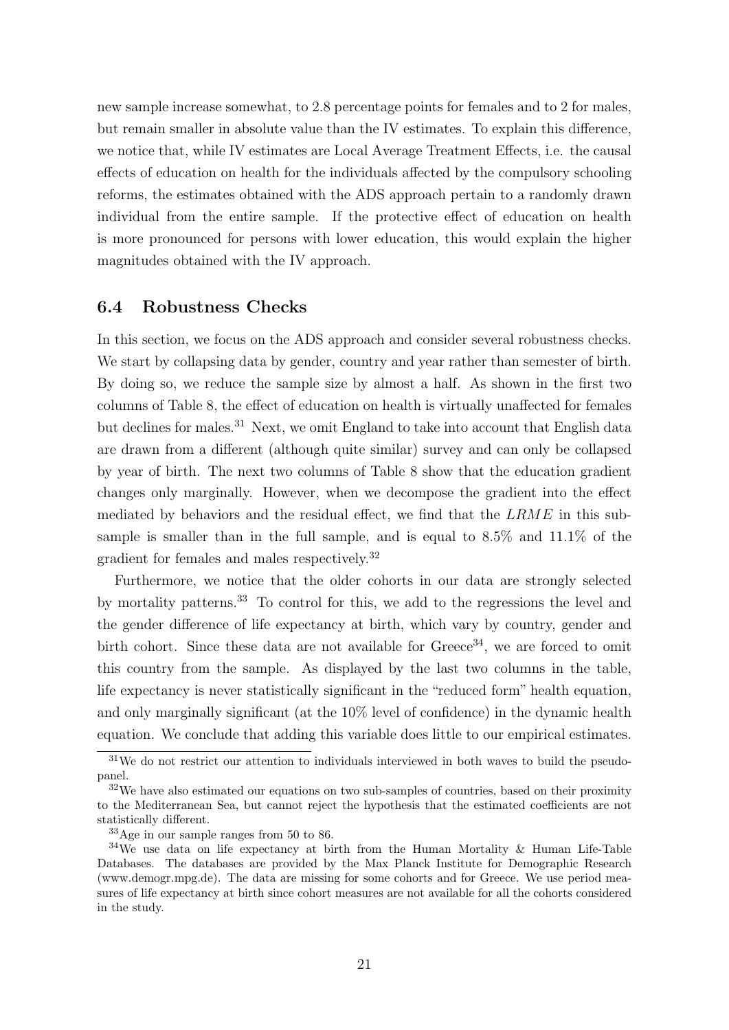new sample increase somewhat, to 2.8 percentage points for females and to 2 for males, but remain smaller in absolute value than the IV estimates. To explain this difference, we notice that, while IV estimates are Local Average Treatment Effects, i.e. the causal effects of education on health for the individuals affected by the compulsory schooling reforms, the estimates obtained with the ADS approach pertain to a randomly drawn individual from the entire sample. If the protective effect of education on health is more pronounced for persons with lower education, this would explain the higher magnitudes obtained with the IV approach.

### 6.4 Robustness Checks

In this section, we focus on the ADS approach and consider several robustness checks. We start by collapsing data by gender, country and year rather than semester of birth. By doing so, we reduce the sample size by almost a half. As shown in the first two columns of Table 8, the effect of education on health is virtually unaffected for females but declines for males.[31] Next, we omit England to take into account that English data are drawn from a different (although quite similar) survey and can only be collapsed by year of birth. The next two columns of Table 8 show that the education gradient changes only marginally. However, when we decompose the gradient into the effect mediated by behaviors and the residual effect, we find that the $LRME$ in this subsample is smaller than in the full sample, and is equal to 8.5% and 11.1% of the gradient for females and males respectively.[32]

Furthermore, we notice that the older cohorts in our data are strongly selected by mortality patterns.[33] To control for this, we add to the regressions the level and the gender difference of life expectancy at birth, which vary by country, gender and birth cohort. Since these data are not available for Greece[34], we are forced to omit this country from the sample. As displayed by the last two columns in the table, life expectancy is never statistically significant in the "reduced form" health equation, and only marginally significant (at the 10% level of confidence) in the dynamic health equation. We conclude that adding this variable does little to our empirical estimates.

[31] We do not restrict our attention to individuals interviewed in both waves to build the pseudo-panel.

[32] We have also estimated our equations on two sub-samples of countries, based on their proximity to the Mediterranean Sea, but cannot reject the hypothesis that the estimated coefficients are not statistically different.

[33] Age in our sample ranges from 50 to 86.

[34] We use data on life expectancy at birth from the Human Mortality & Human Life-Table Databases. The databases are provided by the Max Planck Institute for Demographic Research (www.demogr.mpg.de). The data are missing for some cohorts and for Greece. We use period measures of life expectancy at birth since cohort measures are not available for all the cohorts considered in the study.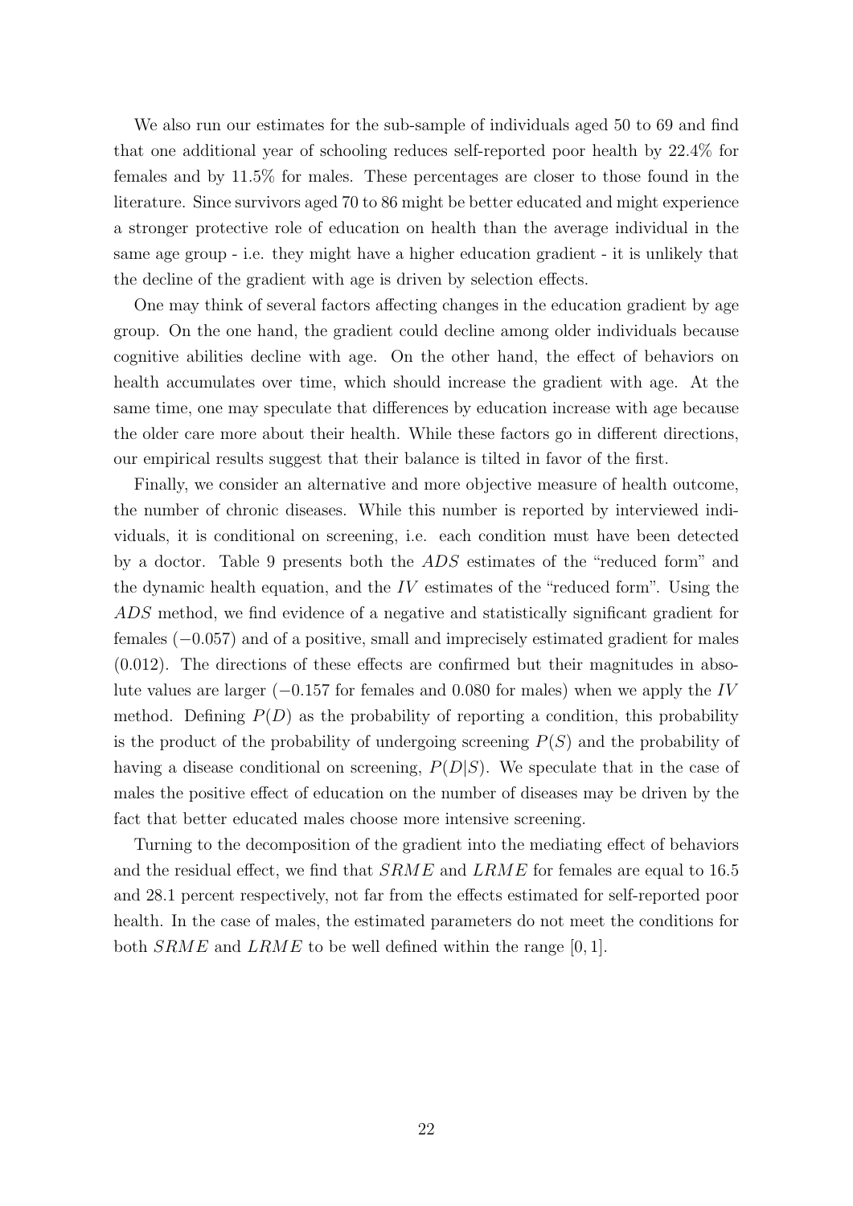We also run our estimates for the sub-sample of individuals aged 50 to 69 and find that one additional year of schooling reduces self-reported poor health by 22.4% for females and by 11.5% for males. These percentages are closer to those found in the literature. Since survivors aged 70 to 86 might be better educated and might experience a stronger protective role of education on health than the average individual in the same age group - i.e. they might have a higher education gradient - it is unlikely that the decline of the gradient with age is driven by selection effects.

One may think of several factors affecting changes in the education gradient by age group. On the one hand, the gradient could decline among older individuals because cognitive abilities decline with age. On the other hand, the effect of behaviors on health accumulates over time, which should increase the gradient with age. At the same time, one may speculate that differences by education increase with age because the older care more about their health. While these factors go in different directions, our empirical results suggest that their balance is tilted in favor of the first.

Finally, we consider an alternative and more objective measure of health outcome, the number of chronic diseases. While this number is reported by interviewed individuals, it is conditional on screening, i.e. each condition must have been detected by a doctor. Table 9 presents both the $ADS$ estimates of the "reduced form" and the dynamic health equation, and the $IV$ estimates of the "reduced form". Using the $ADS$ method, we find evidence of a negative and statistically significant gradient for females ($-0.057$) and of a positive, small and imprecisely estimated gradient for males ($0.012$). The directions of these effects are confirmed but their magnitudes in absolute values are larger ($-0.157$ for females and $0.080$ for males) when we apply the $IV$ method. Defining $P(D)$ as the probability of reporting a condition, this probability is the product of the probability of undergoing screening $P(S)$ and the probability of having a disease conditional on screening, $P(D|S)$. We speculate that in the case of males the positive effect of education on the number of diseases may be driven by the fact that better educated males choose more intensive screening.

Turning to the decomposition of the gradient into the mediating effect of behaviors and the residual effect, we find that $SRME$ and $LRME$ for females are equal to 16.5 and 28.1 percent respectively, not far from the effects estimated for self-reported poor health. In the case of males, the estimated parameters do not meet the conditions for both $SRME$ and $LRME$ to be well defined within the range $[0, 1]$.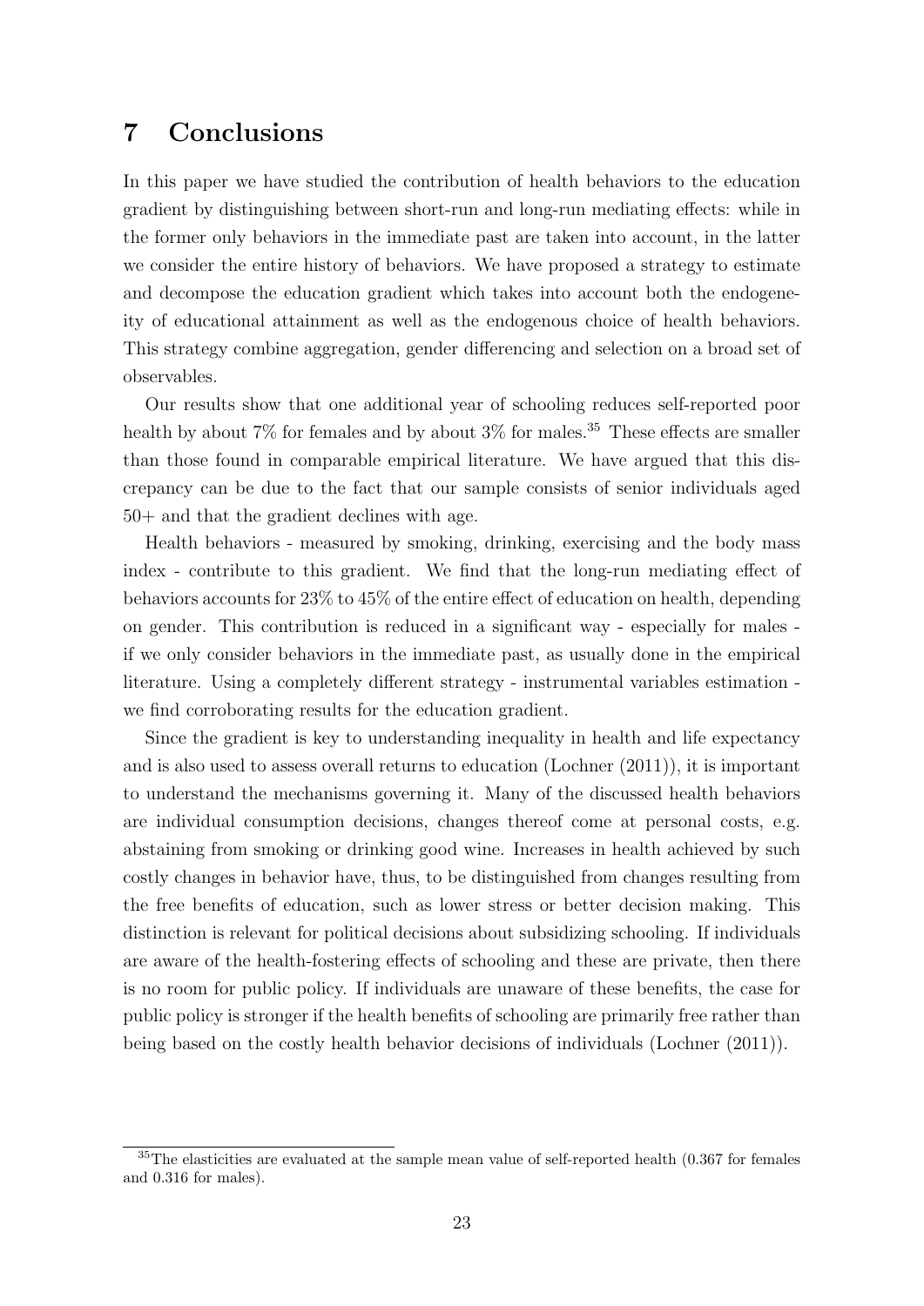## 7 Conclusions

In this paper we have studied the contribution of health behaviors to the education gradient by distinguishing between short-run and long-run mediating effects: while in the former only behaviors in the immediate past are taken into account, in the latter we consider the entire history of behaviors. We have proposed a strategy to estimate and decompose the education gradient which takes into account both the endogeneity of educational attainment as well as the endogenous choice of health behaviors. This strategy combine aggregation, gender differencing and selection on a broad set of observables.

Our results show that one additional year of schooling reduces self-reported poor health by about 7% for females and by about 3% for males.[35] These effects are smaller than those found in comparable empirical literature. We have argued that this discrepancy can be due to the fact that our sample consists of senior individuals aged 50+ and that the gradient declines with age.

Health behaviors - measured by smoking, drinking, exercising and the body mass index - contribute to this gradient. We find that the long-run mediating effect of behaviors accounts for 23% to 45% of the entire effect of education on health, depending on gender. This contribution is reduced in a significant way - especially for males - if we only consider behaviors in the immediate past, as usually done in the empirical literature. Using a completely different strategy - instrumental variables estimation - we find corroborating results for the education gradient.

Since the gradient is key to understanding inequality in health and life expectancy and is also used to assess overall returns to education (Lochner (2011)), it is important to understand the mechanisms governing it. Many of the discussed health behaviors are individual consumption decisions, changes thereof come at personal costs, e.g. abstaining from smoking or drinking good wine. Increases in health achieved by such costly changes in behavior have, thus, to be distinguished from changes resulting from the free benefits of education, such as lower stress or better decision making. This distinction is relevant for political decisions about subsidizing schooling. If individuals are aware of the health-fostering effects of schooling and these are private, then there is no room for public policy. If individuals are unaware of these benefits, the case for public policy is stronger if the health benefits of schooling are primarily free rather than being based on the costly health behavior decisions of individuals (Lochner (2011)).

[35] The elasticities are evaluated at the sample mean value of self-reported health (0.367 for females and 0.316 for males).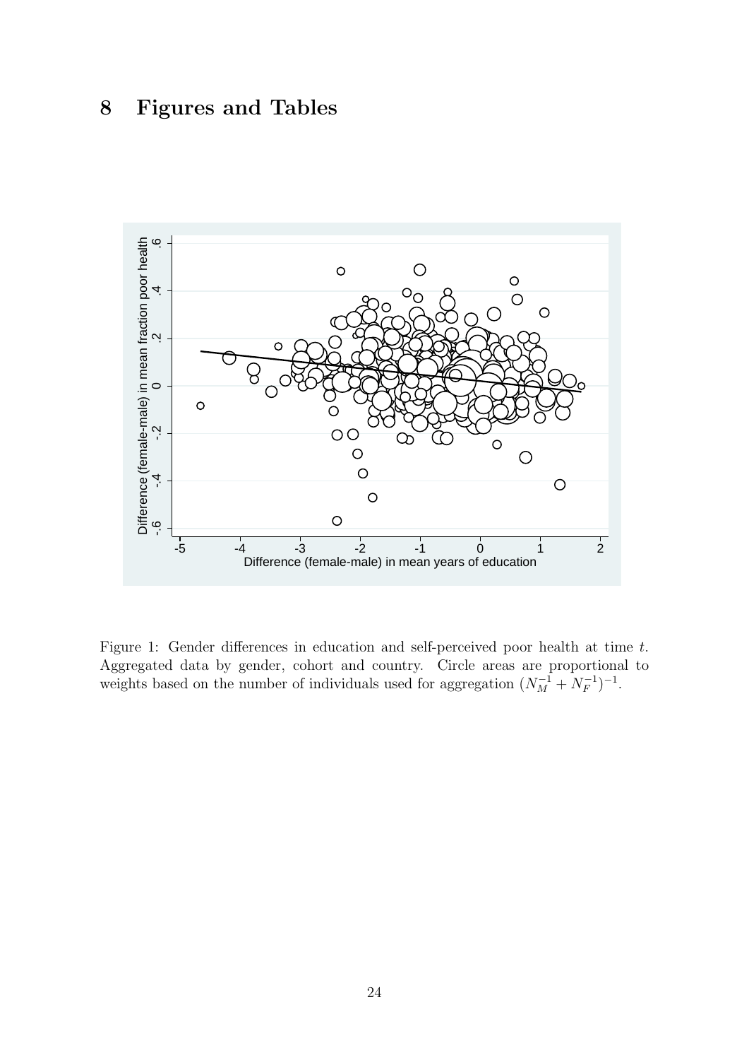# 8 Figures and Tables

Figure 1: Gender differences in education and self-perceived poor health at time $t$. Aggregated data by gender, cohort and country. Circle areas are proportional to weights based on the number of individuals used for aggregation $(N_M^{-1} + N_F^{-1})^{-1}$.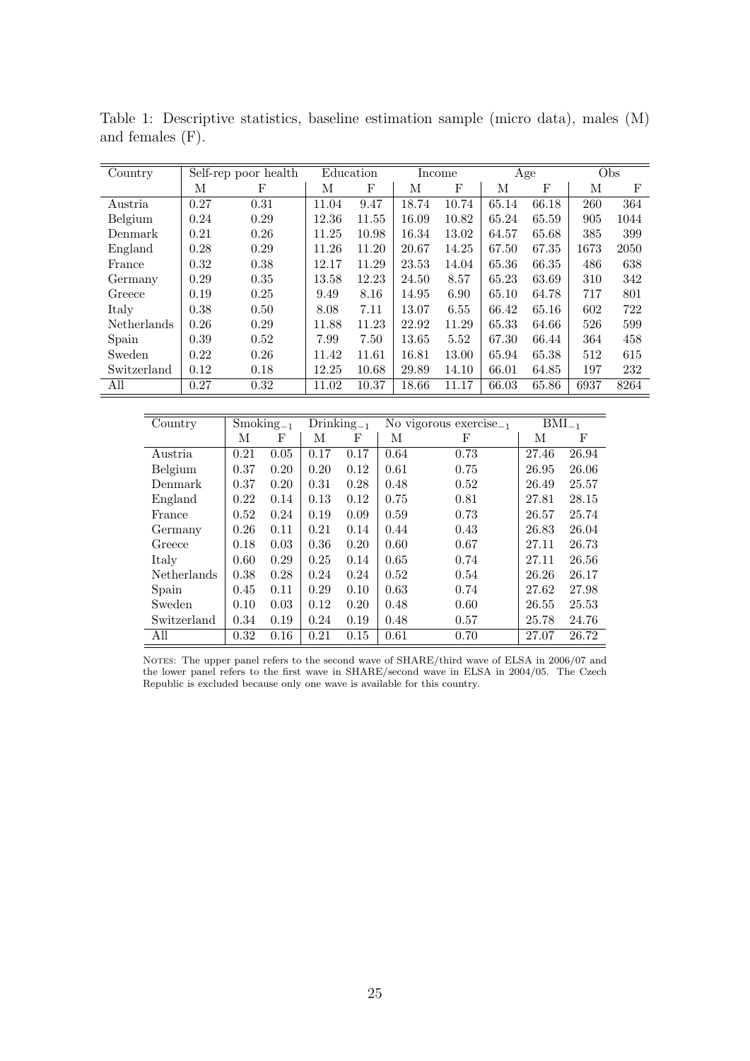Table 1: Descriptive statistics, baseline estimation sample (micro data), males (M) and females (F).

| Country | Self-rep poor health | | Education | | Income | | Age | | Obs | |
|---|---|---|---|---|---|---|---|---|---|---|
| | M | F | M | F | M | F | M | F | M | F |
| Austria | 0.27 | 0.31 | 11.04 | 9.47 | 18.74 | 10.74 | 65.14 | 66.18 | 260 | 364 |
| Belgium | 0.24 | 0.29 | 12.36 | 11.55 | 16.09 | 10.82 | 65.24 | 65.59 | 905 | 1044 |
| Denmark | 0.21 | 0.26 | 11.25 | 10.98 | 16.34 | 13.02 | 64.57 | 65.68 | 385 | 399 |
| England | 0.28 | 0.29 | 11.26 | 11.20 | 20.67 | 14.25 | 67.50 | 67.35 | 1673 | 2050 |
| France | 0.32 | 0.38 | 12.17 | 11.29 | 23.53 | 14.04 | 65.36 | 66.35 | 486 | 638 |
| Germany | 0.29 | 0.35 | 13.58 | 12.23 | 24.50 | 8.57 | 65.23 | 63.69 | 310 | 342 |
| Greece | 0.19 | 0.25 | 9.49 | 8.16 | 14.95 | 6.90 | 65.10 | 64.78 | 717 | 801 |
| Italy | 0.38 | 0.50 | 8.08 | 7.11 | 13.07 | 6.55 | 66.42 | 65.16 | 602 | 722 |
| Netherlands | 0.26 | 0.29 | 11.88 | 11.23 | 22.92 | 11.29 | 65.33 | 64.66 | 526 | 599 |
| Spain | 0.39 | 0.52 | 7.99 | 7.50 | 13.65 | 5.52 | 67.30 | 66.44 | 364 | 458 |
| Sweden | 0.22 | 0.26 | 11.42 | 11.61 | 16.81 | 13.00 | 65.94 | 65.38 | 512 | 615 |
| Switzerland | 0.12 | 0.18 | 12.25 | 10.68 | 29.89 | 14.10 | 66.01 | 64.85 | 197 | 232 |
| All | 0.27 | 0.32 | 11.02 | 10.37 | 18.66 | 11.17 | 66.03 | 65.86 | 6937 | 8264 |

| Country | $\text{Smoking}_{-1}$ | | $\text{Drinking}_{-1}$ | | No vigorous $\text{exercise}_{-1}$ | | $\text{BMI}_{-1}$ | |
|---|---|---|---|---|---|---|---|---|
| | M | F | M | F | M | F | M | F |
| Austria | 0.21 | 0.05 | 0.17 | 0.17 | 0.64 | 0.73 | 27.46 | 26.94 |
| Belgium | 0.37 | 0.20 | 0.20 | 0.12 | 0.61 | 0.75 | 26.95 | 26.06 |
| Denmark | 0.37 | 0.20 | 0.31 | 0.28 | 0.48 | 0.52 | 26.49 | 25.57 |
| England | 0.22 | 0.14 | 0.13 | 0.12 | 0.75 | 0.81 | 27.81 | 28.15 |
| France | 0.52 | 0.24 | 0.19 | 0.09 | 0.59 | 0.73 | 26.57 | 25.74 |
| Germany | 0.26 | 0.11 | 0.21 | 0.14 | 0.44 | 0.43 | 26.83 | 26.04 |
| Greece | 0.18 | 0.03 | 0.36 | 0.20 | 0.60 | 0.67 | 27.11 | 26.73 |
| Italy | 0.60 | 0.29 | 0.25 | 0.14 | 0.65 | 0.74 | 27.11 | 26.56 |
| Netherlands | 0.38 | 0.28 | 0.24 | 0.24 | 0.52 | 0.54 | 26.26 | 26.17 |
| Spain | 0.45 | 0.11 | 0.29 | 0.10 | 0.63 | 0.74 | 27.62 | 27.98 |
| Sweden | 0.10 | 0.03 | 0.12 | 0.20 | 0.48 | 0.60 | 26.55 | 25.53 |
| Switzerland | 0.34 | 0.19 | 0.24 | 0.19 | 0.48 | 0.57 | 25.78 | 24.76 |
| All | 0.32 | 0.16 | 0.21 | 0.15 | 0.61 | 0.70 | 27.07 | 26.72 |

NOTES: The upper panel refers to the second wave of SHARE/third wave of ELSA in 2006/07 and the lower panel refers to the first wave in SHARE/second wave in ELSA in 2004/05. The Czech Republic is excluded because only one wave is available for this country.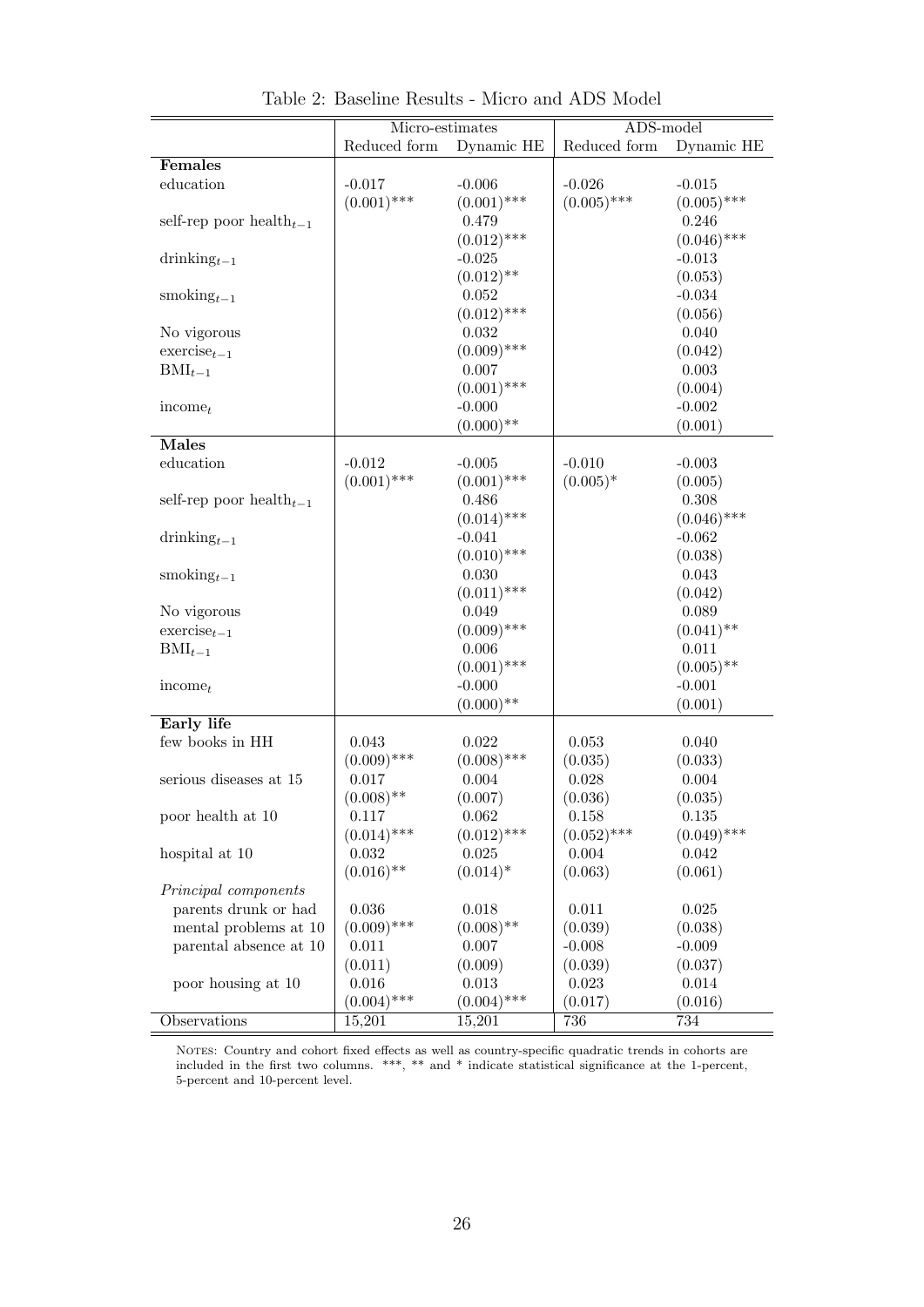Table 2: Baseline Results - Micro and ADS Model

| | Micro-estimates | | ADS-model | |
|---|---|---|---|---|
| | Reduced form | Dynamic HE | Reduced form | Dynamic HE |
| **Females** | | | | |
| education | -0.017 | -0.006 | -0.026 | -0.015 |
| | (0.001)*** | (0.001)*** | (0.005)*** | (0.005)*** |
| self-rep poor health$_{t-1}$ | | 0.479 | | 0.246 |
| | | (0.012)*** | | (0.046)*** |
| drinking$_{t-1}$ | | -0.025 | | -0.013 |
| | | (0.012)** | | (0.053) |
| smoking$_{t-1}$ | | 0.052 | | -0.034 |
| | | (0.012)*** | | (0.056) |
| No vigorous | | 0.032 | | 0.040 |
| exercise$_{t-1}$ | | (0.009)*** | | (0.042) |
| BMI$_{t-1}$ | | 0.007 | | 0.003 |
| | | (0.001)*** | | (0.004) |
| income$_t$ | | -0.000 | | -0.002 |
| | | (0.000)** | | (0.001) |
| **Males** | | | | |
| education | -0.012 | -0.005 | -0.010 | -0.003 |
| | (0.001)*** | (0.001)*** | (0.005)* | (0.005) |
| self-rep poor health$_{t-1}$ | | 0.486 | | 0.308 |
| | | (0.014)*** | | (0.046)*** |
| drinking$_{t-1}$ | | -0.041 | | -0.062 |
| | | (0.010)*** | | (0.038) |
| smoking$_{t-1}$ | | 0.030 | | 0.043 |
| | | (0.011)*** | | (0.042) |
| No vigorous | | 0.049 | | 0.089 |
| exercise$_{t-1}$ | | (0.009)*** | | (0.041)** |
| BMI$_{t-1}$ | | 0.006 | | 0.011 |
| | | (0.001)*** | | (0.005)** |
| income$_t$ | | -0.000 | | -0.001 |
| | | (0.000)** | | (0.001) |
| **Early life** | | | | |
| few books in HH | 0.043 | 0.022 | 0.053 | 0.040 |
| | (0.009)*** | (0.008)*** | (0.035) | (0.033) |
| serious diseases at 15 | 0.017 | 0.004 | 0.028 | 0.004 |
| | (0.008)** | (0.007) | (0.036) | (0.035) |
| poor health at 10 | 0.117 | 0.062 | 0.158 | 0.135 |
| | (0.014)*** | (0.012)*** | (0.052)*** | (0.049)*** |
| hospital at 10 | 0.032 | 0.025 | 0.004 | 0.042 |
| | (0.016)** | (0.014)* | (0.063) | (0.061) |
| *Principal components* | | | | |
| parents drunk or had | 0.036 | 0.018 | 0.011 | 0.025 |
| mental problems at 10 | (0.009)*** | (0.008)** | (0.039) | (0.038) |
| parental absence at 10 | 0.011 | 0.007 | -0.008 | -0.009 |
| | (0.011) | (0.009) | (0.039) | (0.037) |
| poor housing at 10 | 0.016 | 0.013 | 0.023 | 0.014 |
| | (0.004)*** | (0.004)*** | (0.017) | (0.016) |
| Observations | 15,201 | 15,201 | 736 | 734 |

NOTES: Country and cohort fixed effects as well as country-specific quadratic trends in cohorts are included in the first two columns. ***, ** and * indicate statistical significance at the 1-percent, 5-percent and 10-percent level.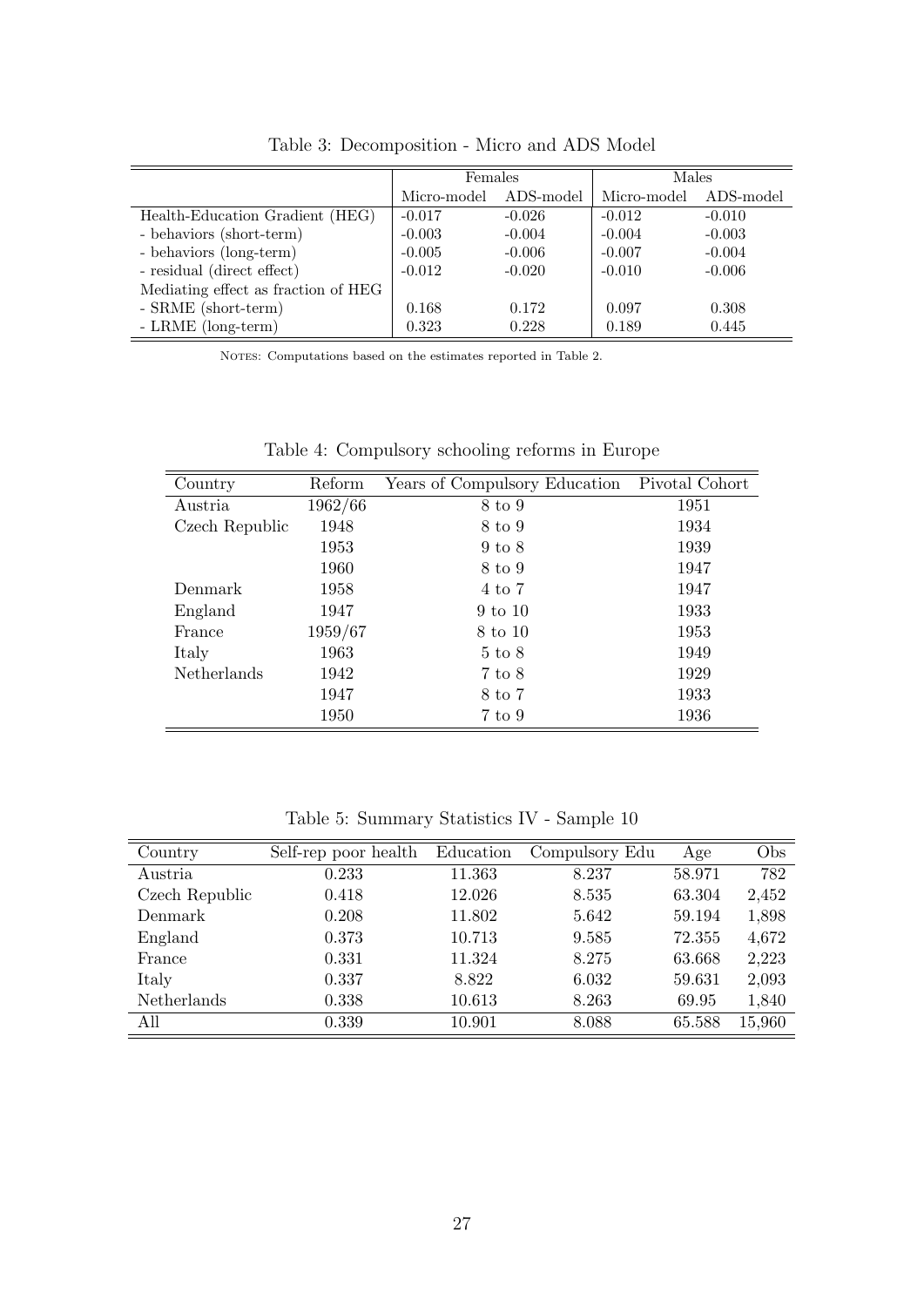Table 3: Decomposition - Micro and ADS Model

| | Females | | Males | |
|---|---|---|---|---|
| | Micro-model | ADS-model | Micro-model | ADS-model |
| Health-Education Gradient (HEG) | -0.017 | -0.026 | -0.012 | -0.010 |
| - behaviors (short-term) | -0.003 | -0.004 | -0.004 | -0.003 |
| - behaviors (long-term) | -0.005 | -0.006 | -0.007 | -0.004 |
| - residual (direct effect) | -0.012 | -0.020 | -0.010 | -0.006 |
| Mediating effect as fraction of HEG | | | | |
| - SRME (short-term) | 0.168 | 0.172 | 0.097 | 0.308 |
| - LRME (long-term) | 0.323 | 0.228 | 0.189 | 0.445 |

NOTES: Computations based on the estimates reported in Table 2.

Table 4: Compulsory schooling reforms in Europe

| Country | Reform | Years of Compulsory Education | Pivotal Cohort |
|---|---|---|---|
| Austria | 1962/66 | 8 to 9 | 1951 |
| Czech Republic | 1948 | 8 to 9 | 1934 |
| | 1953 | 9 to 8 | 1939 |
| | 1960 | 8 to 9 | 1947 |
| Denmark | 1958 | 4 to 7 | 1947 |
| England | 1947 | 9 to 10 | 1933 |
| France | 1959/67 | 8 to 10 | 1953 |
| Italy | 1963 | 5 to 8 | 1949 |
| Netherlands | 1942 | 7 to 8 | 1929 |
| | 1947 | 8 to 7 | 1933 |
| | 1950 | 7 to 9 | 1936 |

Table 5: Summary Statistics IV - Sample 10

| Country | Self-rep poor health | Education | Compulsory Edu | Age | Obs |
|---|---|---|---|---|---|
| Austria | 0.233 | 11.363 | 8.237 | 58.971 | 782 |
| Czech Republic | 0.418 | 12.026 | 8.535 | 63.304 | 2,452 |
| Denmark | 0.208 | 11.802 | 5.642 | 59.194 | 1,898 |
| England | 0.373 | 10.713 | 9.585 | 72.355 | 4,672 |
| France | 0.331 | 11.324 | 8.275 | 63.668 | 2,223 |
| Italy | 0.337 | 8.822 | 6.032 | 59.631 | 2,093 |
| Netherlands | 0.338 | 10.613 | 8.263 | 69.95 | 1,840 |
| All | 0.339 | 10.901 | 8.088 | 65.588 | 15,960 |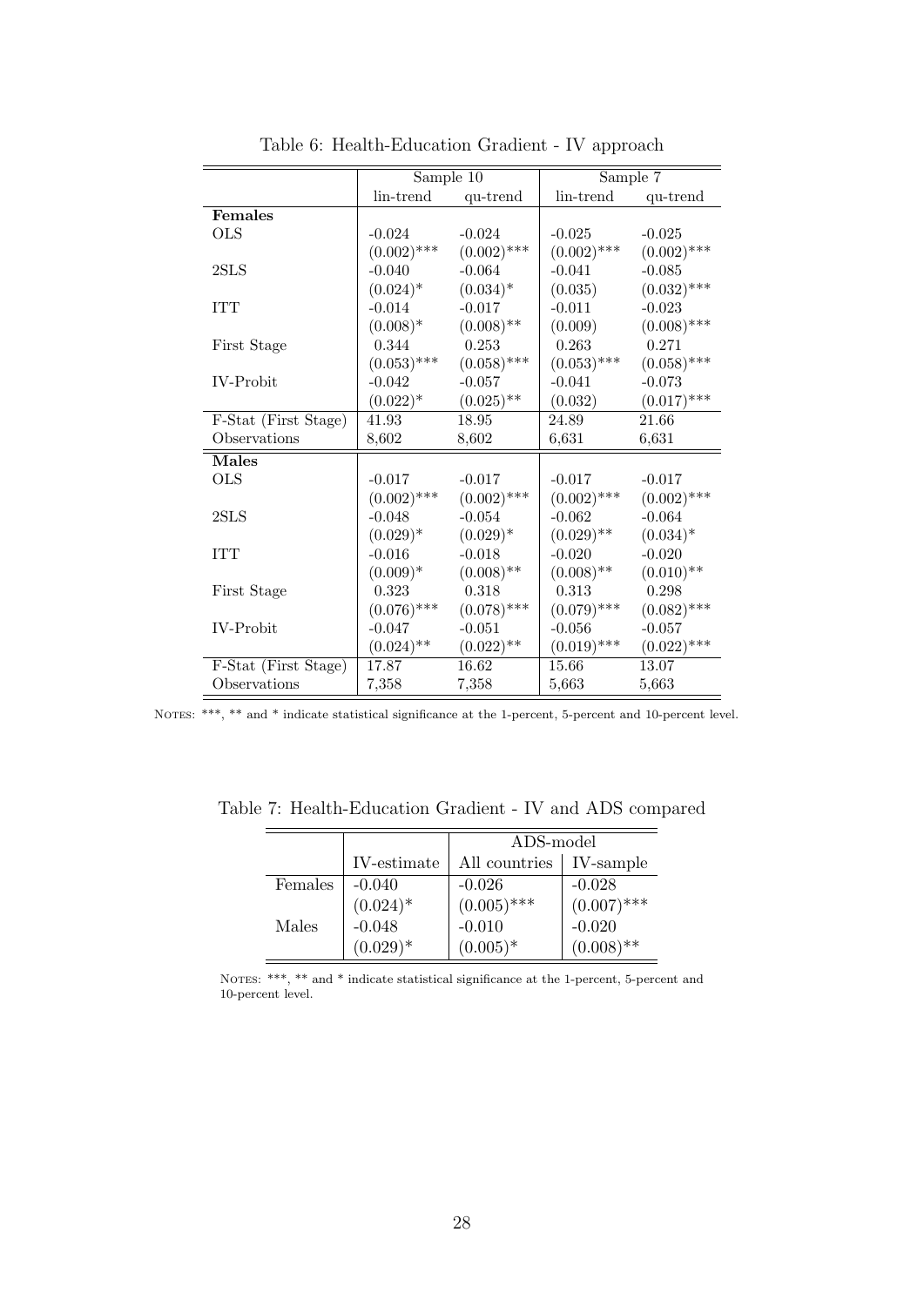Table 6: Health-Education Gradient - IV approach

| | Sample 10 | | Sample 7 | |
|---|---|---|---|---|
| | lin-trend | qu-trend | lin-trend | qu-trend |
| **Females** | | | | |
| OLS | -0.024 | -0.024 | -0.025 | -0.025 |
| | (0.002)*** | (0.002)*** | (0.002)*** | (0.002)*** |
| 2SLS | -0.040 | -0.064 | -0.041 | -0.085 |
| | (0.024)* | (0.034)* | (0.035) | (0.032)*** |
| ITT | -0.014 | -0.017 | -0.011 | -0.023 |
| | (0.008)* | (0.008)** | (0.009) | (0.008)*** |
| First Stage | 0.344 | 0.253 | 0.263 | 0.271 |
| | (0.053)*** | (0.058)*** | (0.053)*** | (0.058)*** |
| IV-Probit | -0.042 | -0.057 | -0.041 | -0.073 |
| | (0.022)* | (0.025)** | (0.032) | (0.017)*** |
| F-Stat (First Stage) | 41.93 | 18.95 | 24.89 | 21.66 |
| Observations | 8,602 | 8,602 | 6,631 | 6,631 |
| **Males** | | | | |
| OLS | -0.017 | -0.017 | -0.017 | -0.017 |
| | (0.002)*** | (0.002)*** | (0.002)*** | (0.002)*** |
| 2SLS | -0.048 | -0.054 | -0.062 | -0.064 |
| | (0.029)* | (0.029)* | (0.029)** | (0.034)* |
| ITT | -0.016 | -0.018 | -0.020 | -0.020 |
| | (0.009)* | (0.008)** | (0.008)** | (0.010)** |
| First Stage | 0.323 | 0.318 | 0.313 | 0.298 |
| | (0.076)*** | (0.078)*** | (0.079)*** | (0.082)*** |
| IV-Probit | -0.047 | -0.051 | -0.056 | -0.057 |
| | (0.024)** | (0.022)** | (0.019)*** | (0.022)*** |
| F-Stat (First Stage) | 17.87 | 16.62 | 15.66 | 13.07 |
| Observations | 7,358 | 7,358 | 5,663 | 5,663 |

NOTES: ***, ** and * indicate statistical significance at the 1-percent, 5-percent and 10-percent level.

Table 7: Health-Education Gradient - IV and ADS compared

| | | ADS-model | |
|---|---|---|---|
| | IV-estimate | All countries | IV-sample |
| Females | -0.040 | -0.026 | -0.028 |
| | (0.024)* | (0.005)*** | (0.007)*** |
| Males | -0.048 | -0.010 | -0.020 |
| | (0.029)* | (0.005)* | (0.008)** |

NOTES: ***, ** and * indicate statistical significance at the 1-percent, 5-percent and 10-percent level.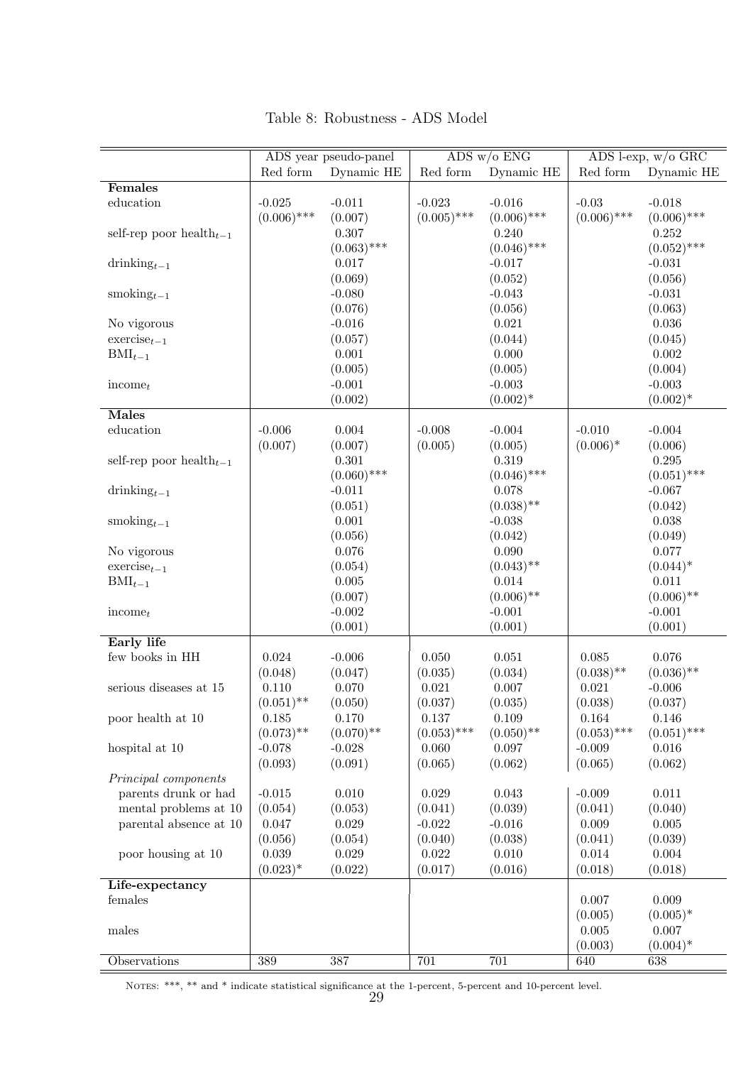Table 8: Robustness - ADS Model

| | ADS year pseudo-panel | | ADS w/o ENG | | ADS l-exp, w/o GRC | |
|---|---|---|---|---|---|---|
| | Red form | Dynamic HE | Red form | Dynamic HE | Red form | Dynamic HE |
| **Females** | | | | | | |
| education | -0.025 | -0.011 | -0.023 | -0.016 | -0.03 | -0.018 |
| | (0.006)*** | (0.007) | (0.005)*** | (0.006)*** | (0.006)*** | (0.006)*** |
| self-rep poor health$_{t-1}$ | | 0.307 | | 0.240 | | 0.252 |
| | | (0.063)*** | | (0.046)*** | | (0.052)*** |
| drinking$_{t-1}$ | | 0.017 | | -0.017 | | -0.031 |
| | | (0.069) | | (0.052) | | (0.056) |
| smoking$_{t-1}$ | | -0.080 | | -0.043 | | -0.031 |
| | | (0.076) | | (0.056) | | (0.063) |
| No vigorous | | -0.016 | | 0.021 | | 0.036 |
| exercise$_{t-1}$ | | (0.057) | | (0.044) | | (0.045) |
| BMI$_{t-1}$ | | 0.001 | | 0.000 | | 0.002 |
| | | (0.005) | | (0.005) | | (0.004) |
| income$_t$ | | -0.001 | | -0.003 | | -0.003 |
| | | (0.002) | | (0.002)* | | (0.002)* |
| **Males** | | | | | | |
| education | -0.006 | 0.004 | -0.008 | -0.004 | -0.010 | -0.004 |
| | (0.007) | (0.007) | (0.005) | (0.005) | (0.006)* | (0.006) |
| self-rep poor health$_{t-1}$ | | 0.301 | | 0.319 | | 0.295 |
| | | (0.060)*** | | (0.046)*** | | (0.051)*** |
| drinking$_{t-1}$ | | -0.011 | | 0.078 | | -0.067 |
| | | (0.051) | | (0.038)** | | (0.042) |
| smoking$_{t-1}$ | | 0.001 | | -0.038 | | 0.038 |
| | | (0.056) | | (0.042) | | (0.049) |
| No vigorous | | 0.076 | | 0.090 | | 0.077 |
| exercise$_{t-1}$ | | (0.054) | | (0.043)** | | (0.044)* |
| BMI$_{t-1}$ | | 0.005 | | 0.014 | | 0.011 |
| | | (0.007) | | (0.006)** | | (0.006)** |
| income$_t$ | | -0.002 | | -0.001 | | -0.001 |
| | | (0.001) | | (0.001) | | (0.001) |
| **Early life** | | | | | | |
| few books in HH | 0.024 | -0.006 | 0.050 | 0.051 | 0.085 | 0.076 |
| | (0.048) | (0.047) | (0.035) | (0.034) | (0.038)** | (0.036)** |
| serious diseases at 15 | 0.110 | 0.070 | 0.021 | 0.007 | 0.021 | -0.006 |
| | (0.051)** | (0.050) | (0.037) | (0.035) | (0.038) | (0.037) |
| poor health at 10 | 0.185 | 0.170 | 0.137 | 0.109 | 0.164 | 0.146 |
| | (0.073)** | (0.070)** | (0.053)*** | (0.050)** | (0.053)*** | (0.051)*** |
| hospital at 10 | -0.078 | -0.028 | 0.060 | 0.097 | -0.009 | 0.016 |
| | (0.093) | (0.091) | (0.065) | (0.062) | (0.065) | (0.062) |
| *Principal components* | | | | | | |
| parents drunk or had | -0.015 | 0.010 | 0.029 | 0.043 | -0.009 | 0.011 |
| mental problems at 10 | (0.054) | (0.053) | (0.041) | (0.039) | (0.041) | (0.040) |
| parental absence at 10 | 0.047 | 0.029 | -0.022 | -0.016 | 0.009 | 0.005 |
| | (0.056) | (0.054) | (0.040) | (0.038) | (0.041) | (0.039) |
| poor housing at 10 | 0.039 | 0.029 | 0.022 | 0.010 | 0.014 | 0.004 |
| | (0.023)* | (0.022) | (0.017) | (0.016) | (0.018) | (0.018) |
| **Life-expectancy** | | | | | | |
| females | | | | | 0.007 | 0.009 |
| | | | | | (0.005) | (0.005)* |
| males | | | | | 0.005 | 0.007 |
| | | | | | (0.003) | (0.004)* |
| Observations | 389 | 387 | 701 | 701 | 640 | 638 |

NOTES: ***, ** and * indicate statistical significance at the 1-percent, 5-percent and 10-percent level.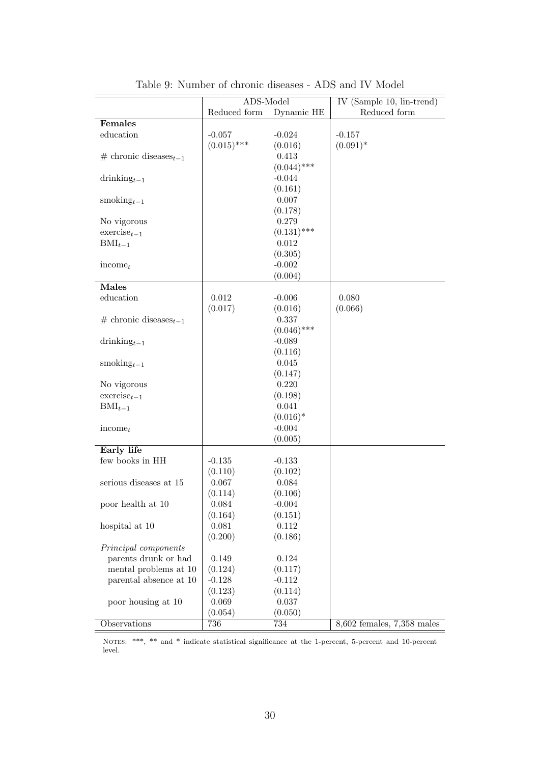Table 9: Number of chronic diseases - ADS and IV Model

| | ADS-Model | | IV (Sample 10, lin-trend) |
|---|---|---|---|
| | Reduced form | Dynamic HE | Reduced form |
| **Females** | | | |
| education | -0.057 | -0.024 | -0.157 |
| | (0.015)*** | (0.016) | (0.091)* |
| # chronic diseases$_{t-1}$ | | 0.413 | |
| | | (0.044)*** | |
| drinking$_{t-1}$ | | -0.044 | |
| | | (0.161) | |
| smoking$_{t-1}$ | | 0.007 | |
| | | (0.178) | |
| No vigorous exercise$_{t-1}$ | | 0.279 | |
| | | (0.131)*** | |
| BMI$_{t-1}$ | | 0.012 | |
| | | (0.305) | |
| income$_t$ | | -0.002 | |
| | | (0.004) | |
| **Males** | | | |
| education | 0.012 | -0.006 | 0.080 |
| | (0.017) | (0.016) | (0.066) |
| # chronic diseases$_{t-1}$ | | 0.337 | |
| | | (0.046)*** | |
| drinking$_{t-1}$ | | -0.089 | |
| | | (0.116) | |
| smoking$_{t-1}$ | | 0.045 | |
| | | (0.147) | |
| No vigorous exercise$_{t-1}$ | | 0.220 | |
| | | (0.198) | |
| BMI$_{t-1}$ | | 0.041 | |
| | | (0.016)* | |
| income$_t$ | | -0.004 | |
| | | (0.005) | |
| **Early life** | | | |
| few books in HH | -0.135 | -0.133 | |
| | (0.110) | (0.102) | |
| serious diseases at 15 | 0.067 | 0.084 | |
| | (0.114) | (0.106) | |
| poor health at 10 | 0.084 | -0.004 | |
| | (0.164) | (0.151) | |
| hospital at 10 | 0.081 | 0.112 | |
| | (0.200) | (0.186) | |
| *Principal components* | | | |
| parents drunk or had mental problems at 10 | 0.149 | 0.124 | |
| | (0.124) | (0.117) | |
| parental absence at 10 | -0.128 | -0.112 | |
| | (0.123) | (0.114) | |
| poor housing at 10 | 0.069 | 0.037 | |
| | (0.054) | (0.050) | |
| Observations | 736 | 734 | 8,602 females, 7,358 males |

NOTES: ***, ** and * indicate statistical significance at the 1-percent, 5-percent and 10-percent level.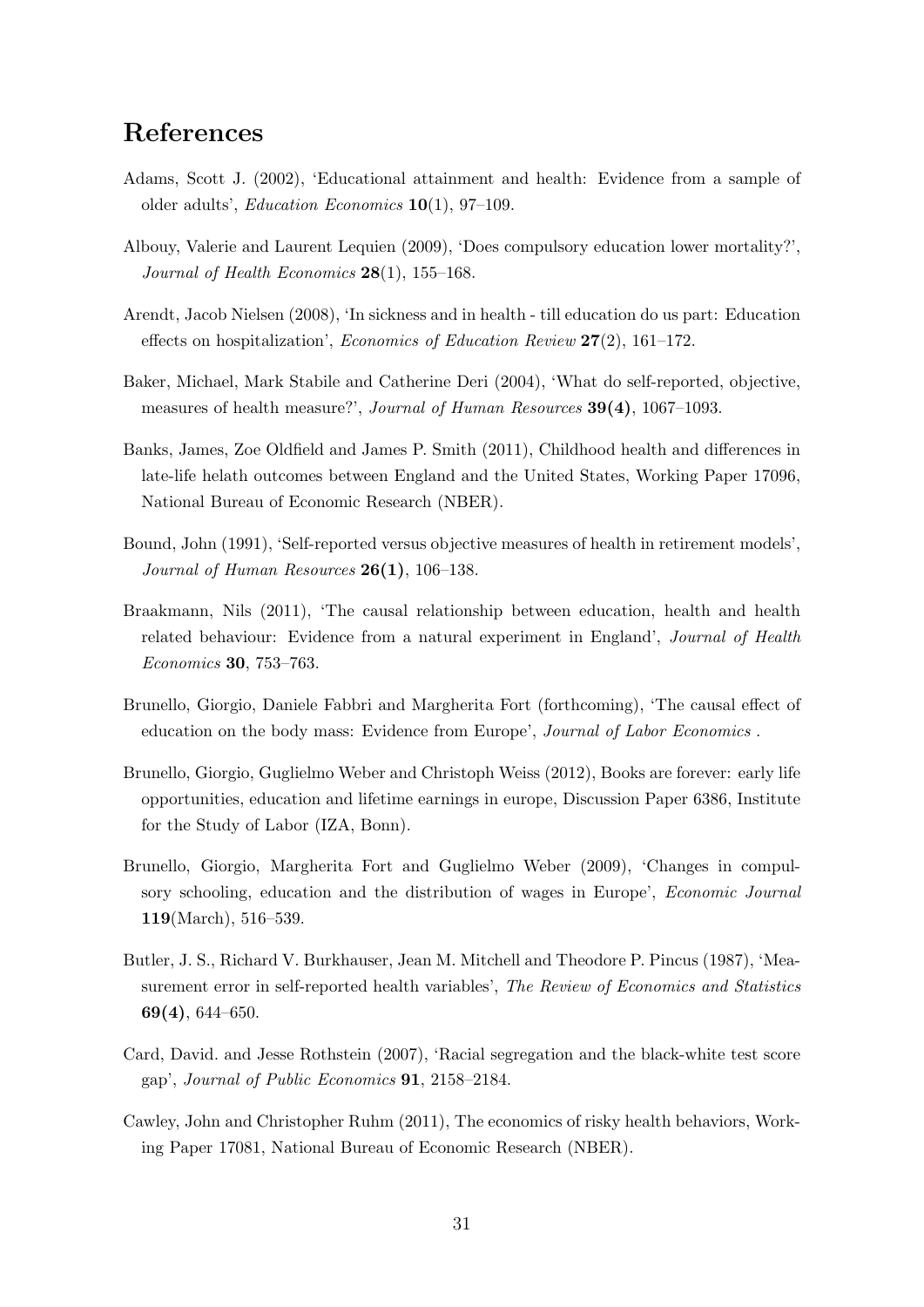# References

Adams, Scott J. (2002), 'Educational attainment and health: Evidence from a sample of older adults', *Education Economics* **10**(1), 97–109.

Albouy, Valerie and Laurent Lequien (2009), 'Does compulsory education lower mortality?', *Journal of Health Economics* **28**(1), 155–168.

Arendt, Jacob Nielsen (2008), 'In sickness and in health - till education do us part: Education effects on hospitalization', *Economics of Education Review* **27**(2), 161–172.

Baker, Michael, Mark Stabile and Catherine Deri (2004), 'What do self-reported, objective, measures of health measure?', *Journal of Human Resources* **39(4)**, 1067–1093.

Banks, James, Zoe Oldfield and James P. Smith (2011), Childhood health and differences in late-life helath outcomes between England and the United States, Working Paper 17096, National Bureau of Economic Research (NBER).

Bound, John (1991), 'Self-reported versus objective measures of health in retirement models', *Journal of Human Resources* **26(1)**, 106–138.

Braakmann, Nils (2011), 'The causal relationship between education, health and health related behaviour: Evidence from a natural experiment in England', *Journal of Health Economics* **30**, 753–763.

Brunello, Giorgio, Daniele Fabbri and Margherita Fort (forthcoming), 'The causal effect of education on the body mass: Evidence from Europe', *Journal of Labor Economics* .

Brunello, Giorgio, Guglielmo Weber and Christoph Weiss (2012), Books are forever: early life opportunities, education and lifetime earnings in europe, Discussion Paper 6386, Institute for the Study of Labor (IZA, Bonn).

Brunello, Giorgio, Margherita Fort and Guglielmo Weber (2009), 'Changes in compulsory schooling, education and the distribution of wages in Europe', *Economic Journal* **119**(March), 516–539.

Butler, J. S., Richard V. Burkhauser, Jean M. Mitchell and Theodore P. Pincus (1987), 'Measurement error in self-reported health variables', *The Review of Economics and Statistics* **69(4)**, 644–650.

Card, David. and Jesse Rothstein (2007), 'Racial segregation and the black-white test score gap', *Journal of Public Economics* **91**, 2158–2184.

Cawley, John and Christopher Ruhm (2011), The economics of risky health behaviors, Working Paper 17081, National Bureau of Economic Research (NBER).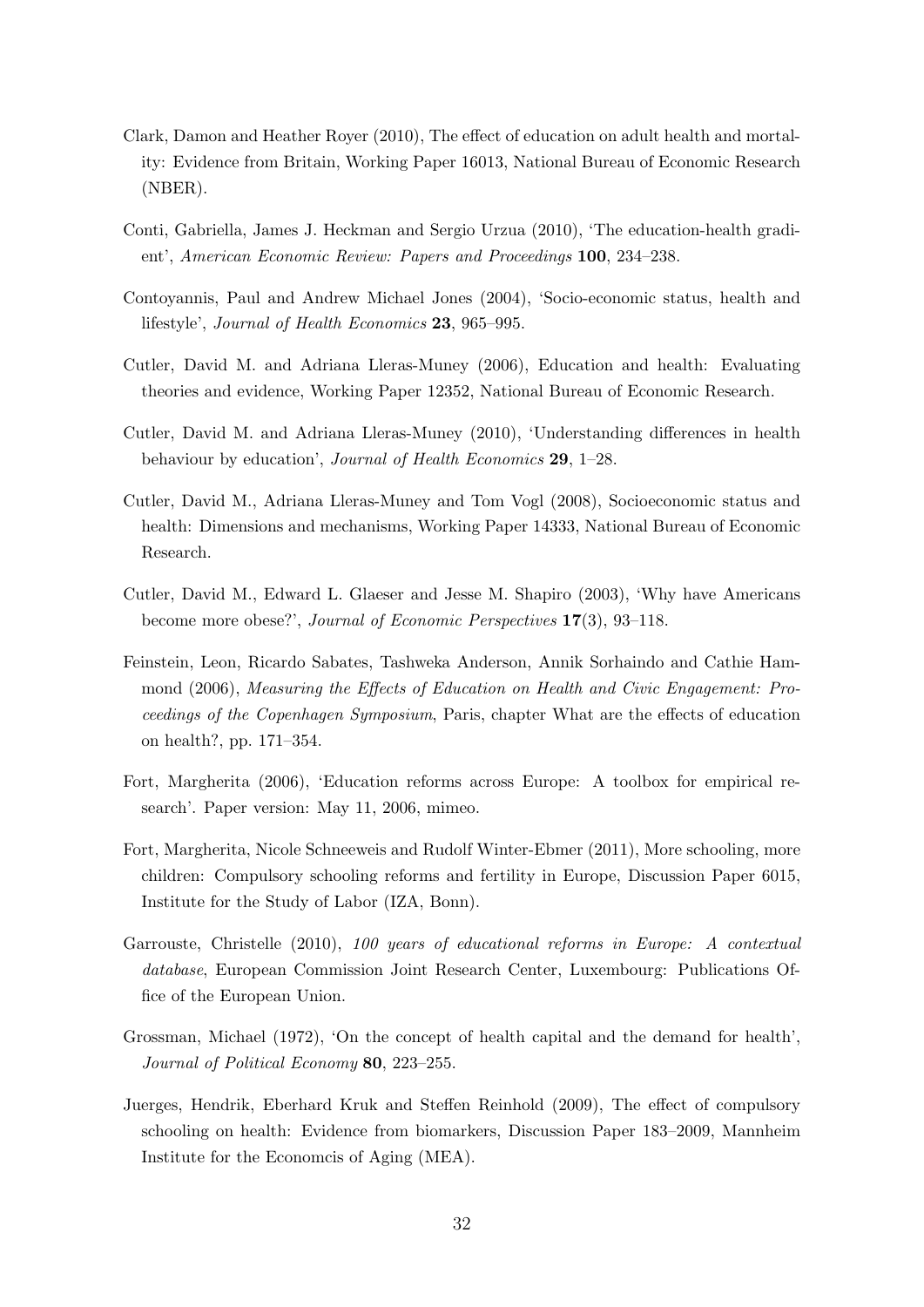Clark, Damon and Heather Royer (2010), The effect of education on adult health and mortality: Evidence from Britain, Working Paper 16013, National Bureau of Economic Research (NBER).

Conti, Gabriella, James J. Heckman and Sergio Urzua (2010), 'The education-health gradient', *American Economic Review: Papers and Proceedings* **100**, 234–238.

Contoyannis, Paul and Andrew Michael Jones (2004), 'Socio-economic status, health and lifestyle', *Journal of Health Economics* **23**, 965–995.

Cutler, David M. and Adriana Lleras-Muney (2006), Education and health: Evaluating theories and evidence, Working Paper 12352, National Bureau of Economic Research.

Cutler, David M. and Adriana Lleras-Muney (2010), 'Understanding differences in health behaviour by education', *Journal of Health Economics* **29**, 1–28.

Cutler, David M., Adriana Lleras-Muney and Tom Vogl (2008), Socioeconomic status and health: Dimensions and mechanisms, Working Paper 14333, National Bureau of Economic Research.

Cutler, David M., Edward L. Glaeser and Jesse M. Shapiro (2003), 'Why have Americans become more obese?', *Journal of Economic Perspectives* **17**(3), 93–118.

Feinstein, Leon, Ricardo Sabates, Tashweka Anderson, Annik Sorhaindo and Cathie Hammond (2006), *Measuring the Effects of Education on Health and Civic Engagement: Proceedings of the Copenhagen Symposium*, Paris, chapter What are the effects of education on health?, pp. 171–354.

Fort, Margherita (2006), 'Education reforms across Europe: A toolbox for empirical research'. Paper version: May 11, 2006, mimeo.

Fort, Margherita, Nicole Schneeweis and Rudolf Winter-Ebmer (2011), More schooling, more children: Compulsory schooling reforms and fertility in Europe, Discussion Paper 6015, Institute for the Study of Labor (IZA, Bonn).

Garrouste, Christelle (2010), *100 years of educational reforms in Europe: A contextual database*, European Commission Joint Research Center, Luxembourg: Publications Office of the European Union.

Grossman, Michael (1972), 'On the concept of health capital and the demand for health', *Journal of Political Economy* **80**, 223–255.

Juerges, Hendrik, Eberhard Kruk and Steffen Reinhold (2009), The effect of compulsory schooling on health: Evidence from biomarkers, Discussion Paper 183–2009, Mannheim Institute for the Economcis of Aging (MEA).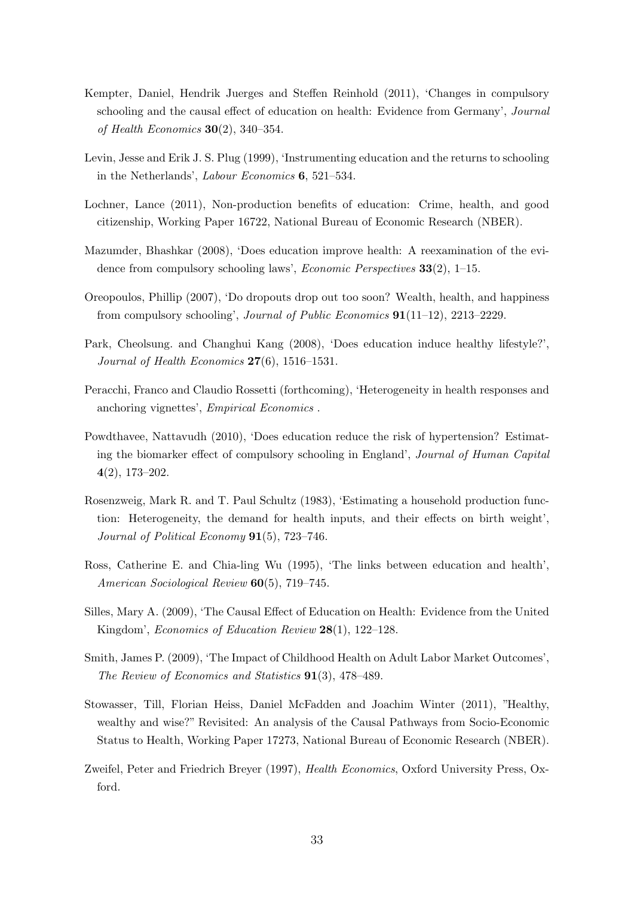Kempter, Daniel, Hendrik Juerges and Steffen Reinhold (2011), 'Changes in compulsory schooling and the causal effect of education on health: Evidence from Germany', *Journal of Health Economics* **30**(2), 340–354.

Levin, Jesse and Erik J. S. Plug (1999), 'Instrumenting education and the returns to schooling in the Netherlands', *Labour Economics* **6**, 521–534.

Lochner, Lance (2011), Non-production benefits of education: Crime, health, and good citizenship, Working Paper 16722, National Bureau of Economic Research (NBER).

Mazumder, Bhashkar (2008), 'Does education improve health: A reexamination of the evidence from compulsory schooling laws', *Economic Perspectives* **33**(2), 1–15.

Oreopoulos, Phillip (2007), 'Do dropouts drop out too soon? Wealth, health, and happiness from compulsory schooling', *Journal of Public Economics* **91**(11–12), 2213–2229.

Park, Cheolsung. and Changhui Kang (2008), 'Does education induce healthy lifestyle?', *Journal of Health Economics* **27**(6), 1516–1531.

Peracchi, Franco and Claudio Rossetti (forthcoming), 'Heterogeneity in health responses and anchoring vignettes', *Empirical Economics* .

Powdthavee, Nattavudh (2010), 'Does education reduce the risk of hypertension? Estimating the biomarker effect of compulsory schooling in England', *Journal of Human Capital* **4**(2), 173–202.

Rosenzweig, Mark R. and T. Paul Schultz (1983), 'Estimating a household production function: Heterogeneity, the demand for health inputs, and their effects on birth weight', *Journal of Political Economy* **91**(5), 723–746.

Ross, Catherine E. and Chia-ling Wu (1995), 'The links between education and health', *American Sociological Review* **60**(5), 719–745.

Silles, Mary A. (2009), 'The Causal Effect of Education on Health: Evidence from the United Kingdom', *Economics of Education Review* **28**(1), 122–128.

Smith, James P. (2009), 'The Impact of Childhood Health on Adult Labor Market Outcomes', *The Review of Economics and Statistics* **91**(3), 478–489.

Stowasser, Till, Florian Heiss, Daniel McFadden and Joachim Winter (2011), "Healthy, wealthy and wise?" Revisited: An analysis of the Causal Pathways from Socio-Economic Status to Health, Working Paper 17273, National Bureau of Economic Research (NBER).

Zweifel, Peter and Friedrich Breyer (1997), *Health Economics*, Oxford University Press, Oxford.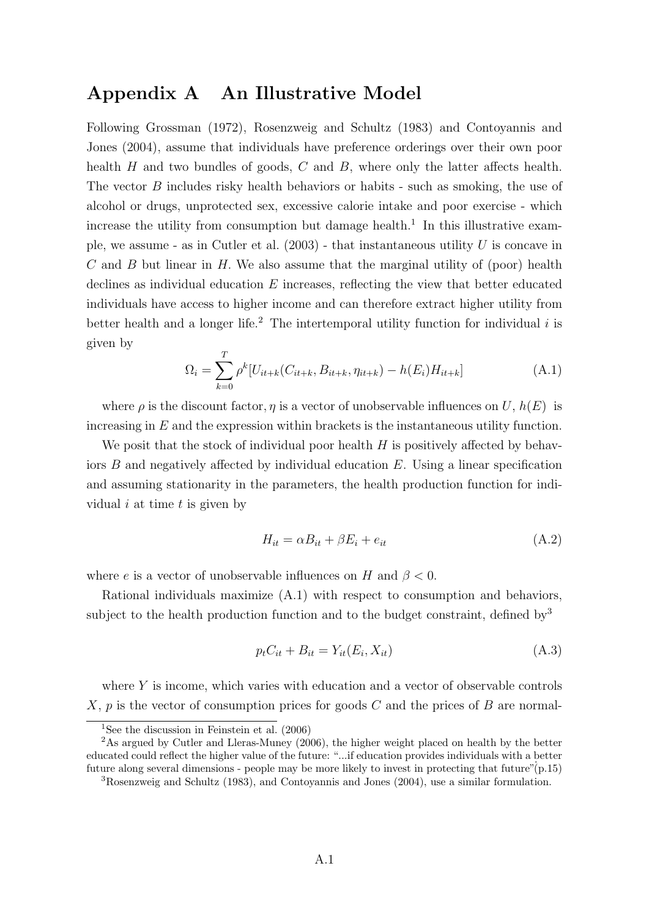# Appendix A An Illustrative Model

Following Grossman (1972), Rosenzweig and Schultz (1983) and Contoyannis and Jones (2004), assume that individuals have preference orderings over their own poor health $H$ and two bundles of goods, $C$ and $B$, where only the latter affects health. The vector $B$ includes risky health behaviors or habits - such as smoking, the use of alcohol or drugs, unprotected sex, excessive calorie intake and poor exercise - which increase the utility from consumption but damage health.[1] In this illustrative example, we assume - as in Cutler et al. (2003) - that instantaneous utility $U$ is concave in $C$ and $B$ but linear in $H$. We also assume that the marginal utility of (poor) health declines as individual education $E$ increases, reflecting the view that better educated individuals have access to higher income and can therefore extract higher utility from better health and a longer life.[2] The intertemporal utility function for individual $i$ is given by

$$\Omega_i = \sum_{k=0}^{T} \rho^k [U_{it+k}(C_{it+k}, B_{it+k}, \eta_{it+k}) - h(E_i)H_{it+k}] \tag{A.1}$$

where $\rho$ is the discount factor, $\eta$ is a vector of unobservable influences on $U$, $h(E)$ is increasing in $E$ and the expression within brackets is the instantaneous utility function.

We posit that the stock of individual poor health $H$ is positively affected by behaviors $B$ and negatively affected by individual education $E$. Using a linear specification and assuming stationarity in the parameters, the health production function for individual $i$ at time $t$ is given by

$$H_{it} = \alpha B_{it} + \beta E_i + e_{it} \tag{A.2}$$

where $e$ is a vector of unobservable influences on $H$ and $\beta < 0$.

Rational individuals maximize (A.1) with respect to consumption and behaviors, subject to the health production function and to the budget constraint, defined by[3]

$$p_t C_{it} + B_{it} = Y_{it}(E_i, X_{it}) \tag{A.3}$$

where $Y$ is income, which varies with education and a vector of observable controls $X$, $p$ is the vector of consumption prices for goods $C$ and the prices of $B$ are normal-

---

[1] See the discussion in Feinstein et al. (2006)

[2] As argued by Cutler and Lleras-Muney (2006), the higher weight placed on health by the better educated could reflect the higher value of the future: "...if education provides individuals with a better future along several dimensions - people may be more likely to invest in protecting that future"(p.15)

[3] Rosenzweig and Schultz (1983), and Contoyannis and Jones (2004), use a similar formulation.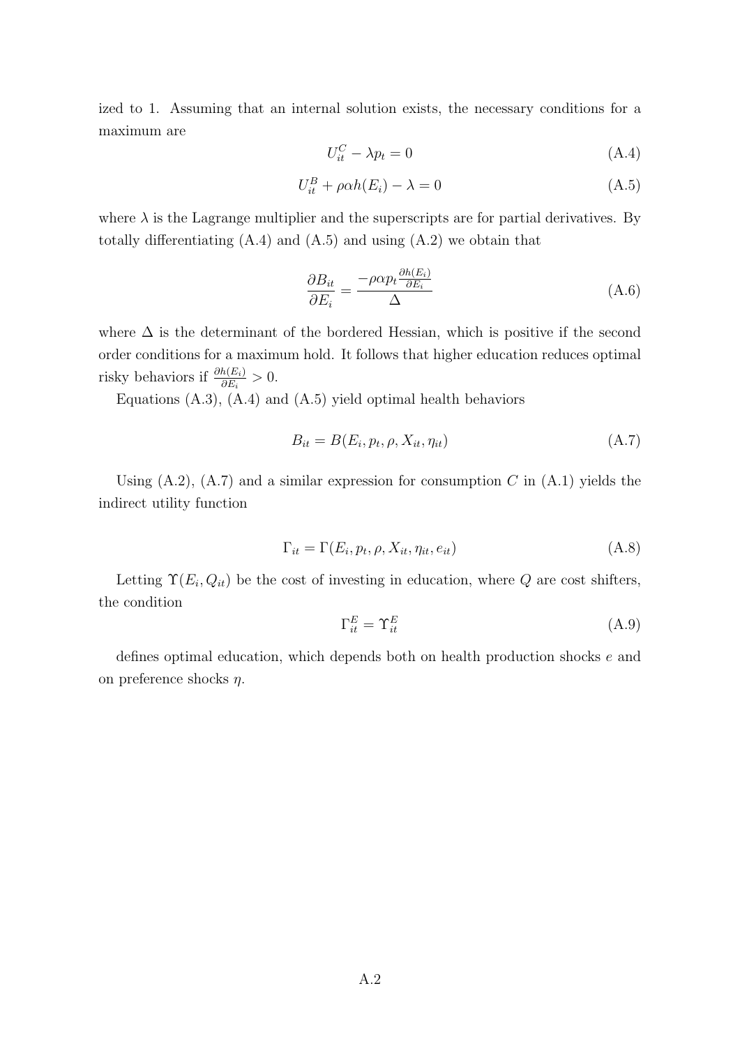ized to 1. Assuming that an internal solution exists, the necessary conditions for a maximum are

$$U_{it}^{C} - \lambda p_t = 0 \tag{A.4}$$

$$U_{it}^{B} + \rho\alpha h(E_i) - \lambda = 0 \tag{A.5}$$

where $\lambda$ is the Lagrange multiplier and the superscripts are for partial derivatives. By totally differentiating (A.4) and (A.5) and using (A.2) we obtain that

$$\frac{\partial B_{it}}{\partial E_i} = \frac{-\rho\alpha p_t \frac{\partial h(E_i)}{\partial E_i}}{\Delta} \tag{A.6}$$

where $\Delta$ is the determinant of the bordered Hessian, which is positive if the second order conditions for a maximum hold. It follows that higher education reduces optimal risky behaviors if $\frac{\partial h(E_i)}{\partial E_i} > 0$.

Equations (A.3), (A.4) and (A.5) yield optimal health behaviors

$$B_{it} = B(E_i, p_t, \rho, X_{it}, \eta_{it}) \tag{A.7}$$

Using (A.2), (A.7) and a similar expression for consumption $C$ in (A.1) yields the indirect utility function

$$\Gamma_{it} = \Gamma(E_i, p_t, \rho, X_{it}, \eta_{it}, e_{it}) \tag{A.8}$$

Letting $\Upsilon(E_i, Q_{it})$ be the cost of investing in education, where $Q$ are cost shifters, the condition

$$\Gamma_{it}^{E} = \Upsilon_{it}^{E} \tag{A.9}$$

defines optimal education, which depends both on health production shocks $e$ and on preference shocks $\eta$.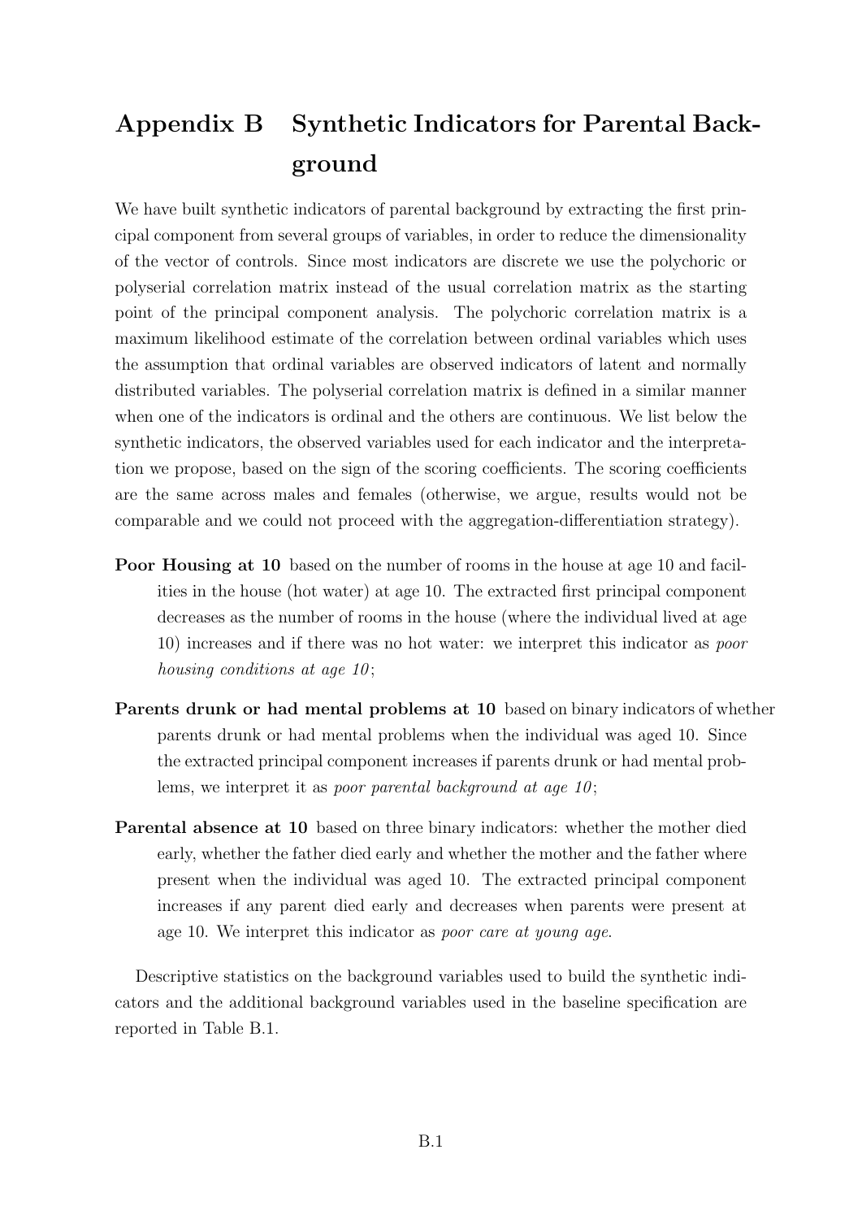# Appendix B Synthetic Indicators for Parental Background

We have built synthetic indicators of parental background by extracting the first principal component from several groups of variables, in order to reduce the dimensionality of the vector of controls. Since most indicators are discrete we use the polychoric or polyserial correlation matrix instead of the usual correlation matrix as the starting point of the principal component analysis. The polychoric correlation matrix is a maximum likelihood estimate of the correlation between ordinal variables which uses the assumption that ordinal variables are observed indicators of latent and normally distributed variables. The polyserial correlation matrix is defined in a similar manner when one of the indicators is ordinal and the others are continuous. We list below the synthetic indicators, the observed variables used for each indicator and the interpretation we propose, based on the sign of the scoring coefficients. The scoring coefficients are the same across males and females (otherwise, we argue, results would not be comparable and we could not proceed with the aggregation-differentiation strategy).

**Poor Housing at 10** based on the number of rooms in the house at age 10 and facilities in the house (hot water) at age 10. The extracted first principal component decreases as the number of rooms in the house (where the individual lived at age 10) increases and if there was no hot water: we interpret this indicator as *poor housing conditions at age 10*;

**Parents drunk or had mental problems at 10** based on binary indicators of whether parents drunk or had mental problems when the individual was aged 10. Since the extracted principal component increases if parents drunk or had mental problems, we interpret it as *poor parental background at age 10*;

**Parental absence at 10** based on three binary indicators: whether the mother died early, whether the father died early and whether the mother and the father where present when the individual was aged 10. The extracted principal component increases if any parent died early and decreases when parents were present at age 10. We interpret this indicator as *poor care at young age*.

Descriptive statistics on the background variables used to build the synthetic indicators and the additional background variables used in the baseline specification are reported in Table B.1.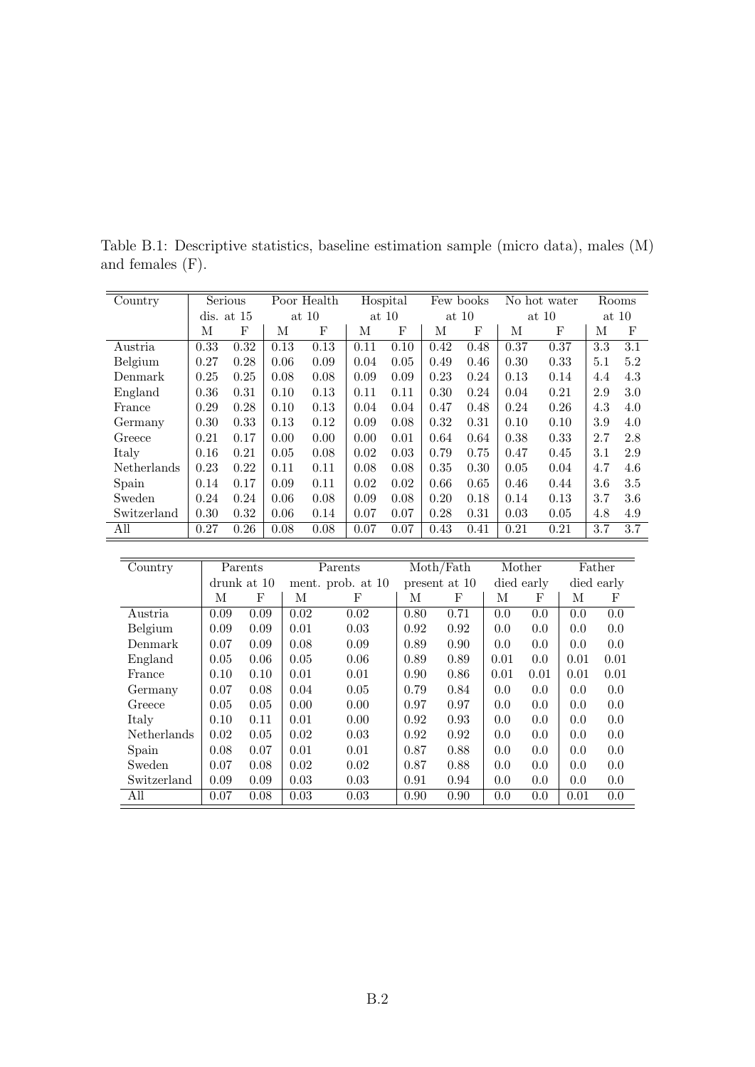Table B.1: Descriptive statistics, baseline estimation sample (micro data), males (M) and females (F).

| Country | Serious dis. at 15 | | Poor Health at 10 | | Hospital at 10 | | Few books at 10 | | No hot water at 10 | | Rooms at 10 | |
|---|---|---|---|---|---|---|---|---|---|---|---|---|
| | M | F | M | F | M | F | M | F | M | F | M | F |
| Austria | 0.33 | 0.32 | 0.13 | 0.13 | 0.11 | 0.10 | 0.42 | 0.48 | 0.37 | 0.37 | 3.3 | 3.1 |
| Belgium | 0.27 | 0.28 | 0.06 | 0.09 | 0.04 | 0.05 | 0.49 | 0.46 | 0.30 | 0.33 | 5.1 | 5.2 |
| Denmark | 0.25 | 0.25 | 0.08 | 0.08 | 0.09 | 0.09 | 0.23 | 0.24 | 0.13 | 0.14 | 4.4 | 4.3 |
| England | 0.36 | 0.31 | 0.10 | 0.13 | 0.11 | 0.11 | 0.30 | 0.24 | 0.04 | 0.21 | 2.9 | 3.0 |
| France | 0.29 | 0.28 | 0.10 | 0.13 | 0.04 | 0.04 | 0.47 | 0.48 | 0.24 | 0.26 | 4.3 | 4.0 |
| Germany | 0.30 | 0.33 | 0.13 | 0.12 | 0.09 | 0.08 | 0.32 | 0.31 | 0.10 | 0.10 | 3.9 | 4.0 |
| Greece | 0.21 | 0.17 | 0.00 | 0.00 | 0.00 | 0.01 | 0.64 | 0.64 | 0.38 | 0.33 | 2.7 | 2.8 |
| Italy | 0.16 | 0.21 | 0.05 | 0.08 | 0.02 | 0.03 | 0.79 | 0.75 | 0.47 | 0.45 | 3.1 | 2.9 |
| Netherlands | 0.23 | 0.22 | 0.11 | 0.11 | 0.08 | 0.08 | 0.35 | 0.30 | 0.05 | 0.04 | 4.7 | 4.6 |
| Spain | 0.14 | 0.17 | 0.09 | 0.11 | 0.02 | 0.02 | 0.66 | 0.65 | 0.46 | 0.44 | 3.6 | 3.5 |
| Sweden | 0.24 | 0.24 | 0.06 | 0.08 | 0.09 | 0.08 | 0.20 | 0.18 | 0.14 | 0.13 | 3.7 | 3.6 |
| Switzerland | 0.30 | 0.32 | 0.06 | 0.14 | 0.07 | 0.07 | 0.28 | 0.31 | 0.03 | 0.05 | 4.8 | 4.9 |
| All | 0.27 | 0.26 | 0.08 | 0.08 | 0.07 | 0.07 | 0.43 | 0.41 | 0.21 | 0.21 | 3.7 | 3.7 |

| Country | Parents drunk at 10 | | Parents ment. prob. at 10 | | Moth/Fath present at 10 | | Mother died early | | Father died early | |
|---|---|---|---|---|---|---|---|---|---|---|
| | M | F | M | F | M | F | M | F | M | F |
| Austria | 0.09 | 0.09 | 0.02 | 0.02 | 0.80 | 0.71 | 0.0 | 0.0 | 0.0 | 0.0 |
| Belgium | 0.09 | 0.09 | 0.01 | 0.03 | 0.92 | 0.92 | 0.0 | 0.0 | 0.0 | 0.0 |
| Denmark | 0.07 | 0.09 | 0.08 | 0.09 | 0.89 | 0.90 | 0.0 | 0.0 | 0.0 | 0.0 |
| England | 0.05 | 0.06 | 0.05 | 0.06 | 0.89 | 0.89 | 0.01 | 0.0 | 0.01 | 0.01 |
| France | 0.10 | 0.10 | 0.01 | 0.01 | 0.90 | 0.86 | 0.01 | 0.01 | 0.01 | 0.01 |
| Germany | 0.07 | 0.08 | 0.04 | 0.05 | 0.79 | 0.84 | 0.0 | 0.0 | 0.0 | 0.0 |
| Greece | 0.05 | 0.05 | 0.00 | 0.00 | 0.97 | 0.97 | 0.0 | 0.0 | 0.0 | 0.0 |
| Italy | 0.10 | 0.11 | 0.01 | 0.00 | 0.92 | 0.93 | 0.0 | 0.0 | 0.0 | 0.0 |
| Netherlands | 0.02 | 0.05 | 0.02 | 0.03 | 0.92 | 0.92 | 0.0 | 0.0 | 0.0 | 0.0 |
| Spain | 0.08 | 0.07 | 0.01 | 0.01 | 0.87 | 0.88 | 0.0 | 0.0 | 0.0 | 0.0 |
| Sweden | 0.07 | 0.08 | 0.02 | 0.02 | 0.87 | 0.88 | 0.0 | 0.0 | 0.0 | 0.0 |
| Switzerland | 0.09 | 0.09 | 0.03 | 0.03 | 0.91 | 0.94 | 0.0 | 0.0 | 0.0 | 0.0 |
| All | 0.07 | 0.08 | 0.03 | 0.03 | 0.90 | 0.90 | 0.0 | 0.0 | 0.01 | 0.0 |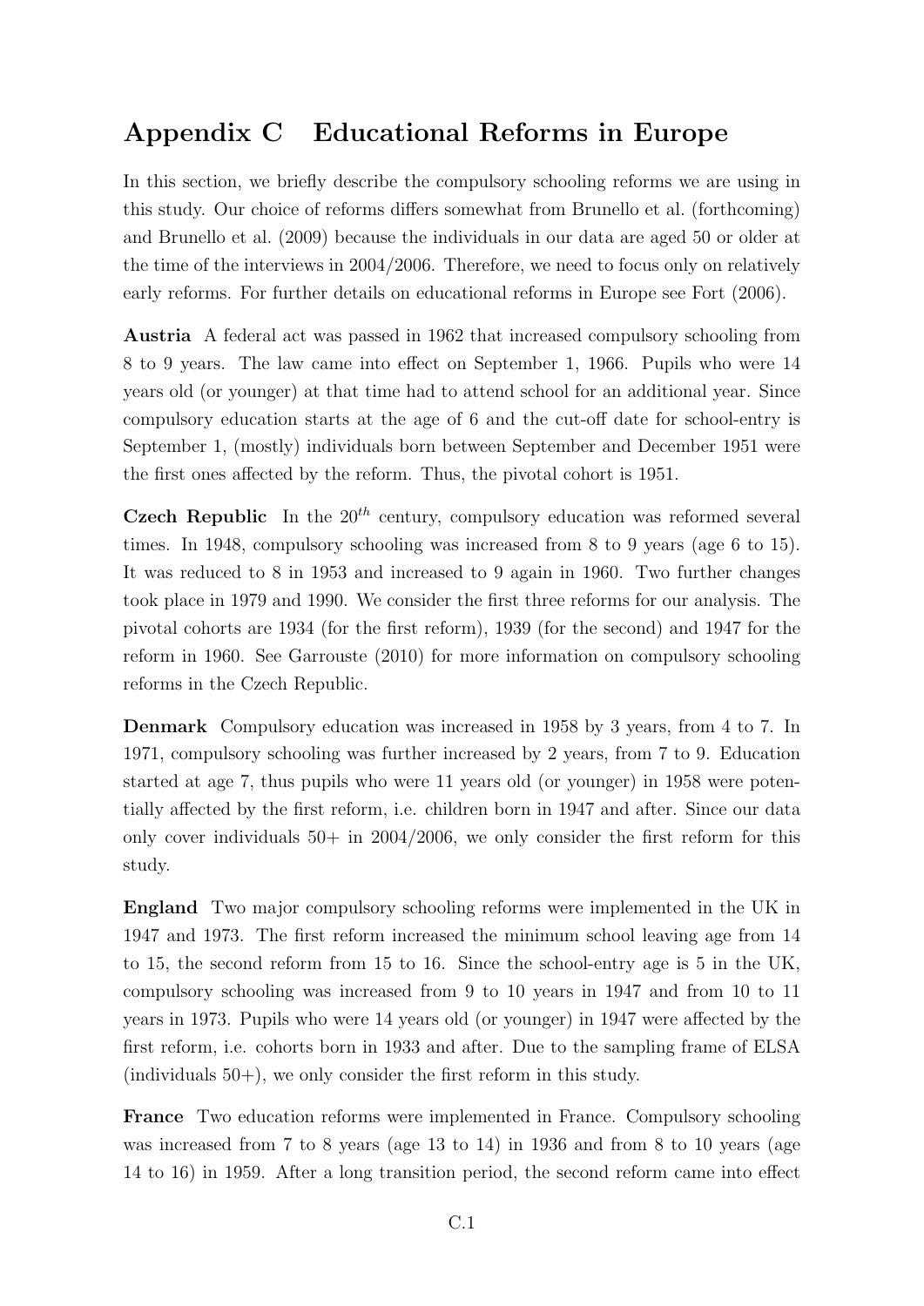# Appendix C Educational Reforms in Europe

In this section, we briefly describe the compulsory schooling reforms we are using in this study. Our choice of reforms differs somewhat from Brunello et al. (forthcoming) and Brunello et al. (2009) because the individuals in our data are aged 50 or older at the time of the interviews in 2004/2006. Therefore, we need to focus only on relatively early reforms. For further details on educational reforms in Europe see Fort (2006).

**Austria** A federal act was passed in 1962 that increased compulsory schooling from 8 to 9 years. The law came into effect on September 1, 1966. Pupils who were 14 years old (or younger) at that time had to attend school for an additional year. Since compulsory education starts at the age of 6 and the cut-off date for school-entry is September 1, (mostly) individuals born between September and December 1951 were the first ones affected by the reform. Thus, the pivotal cohort is 1951.

**Czech Republic** In the $20^{th}$ century, compulsory education was reformed several times. In 1948, compulsory schooling was increased from 8 to 9 years (age 6 to 15). It was reduced to 8 in 1953 and increased to 9 again in 1960. Two further changes took place in 1979 and 1990. We consider the first three reforms for our analysis. The pivotal cohorts are 1934 (for the first reform), 1939 (for the second) and 1947 for the reform in 1960. See Garrouste (2010) for more information on compulsory schooling reforms in the Czech Republic.

**Denmark** Compulsory education was increased in 1958 by 3 years, from 4 to 7. In 1971, compulsory schooling was further increased by 2 years, from 7 to 9. Education started at age 7, thus pupils who were 11 years old (or younger) in 1958 were potentially affected by the first reform, i.e. children born in 1947 and after. Since our data only cover individuals 50+ in 2004/2006, we only consider the first reform for this study.

**England** Two major compulsory schooling reforms were implemented in the UK in 1947 and 1973. The first reform increased the minimum school leaving age from 14 to 15, the second reform from 15 to 16. Since the school-entry age is 5 in the UK, compulsory schooling was increased from 9 to 10 years in 1947 and from 10 to 11 years in 1973. Pupils who were 14 years old (or younger) in 1947 were affected by the first reform, i.e. cohorts born in 1933 and after. Due to the sampling frame of ELSA (individuals 50+), we only consider the first reform in this study.

**France** Two education reforms were implemented in France. Compulsory schooling was increased from 7 to 8 years (age 13 to 14) in 1936 and from 8 to 10 years (age 14 to 16) in 1959. After a long transition period, the second reform came into effect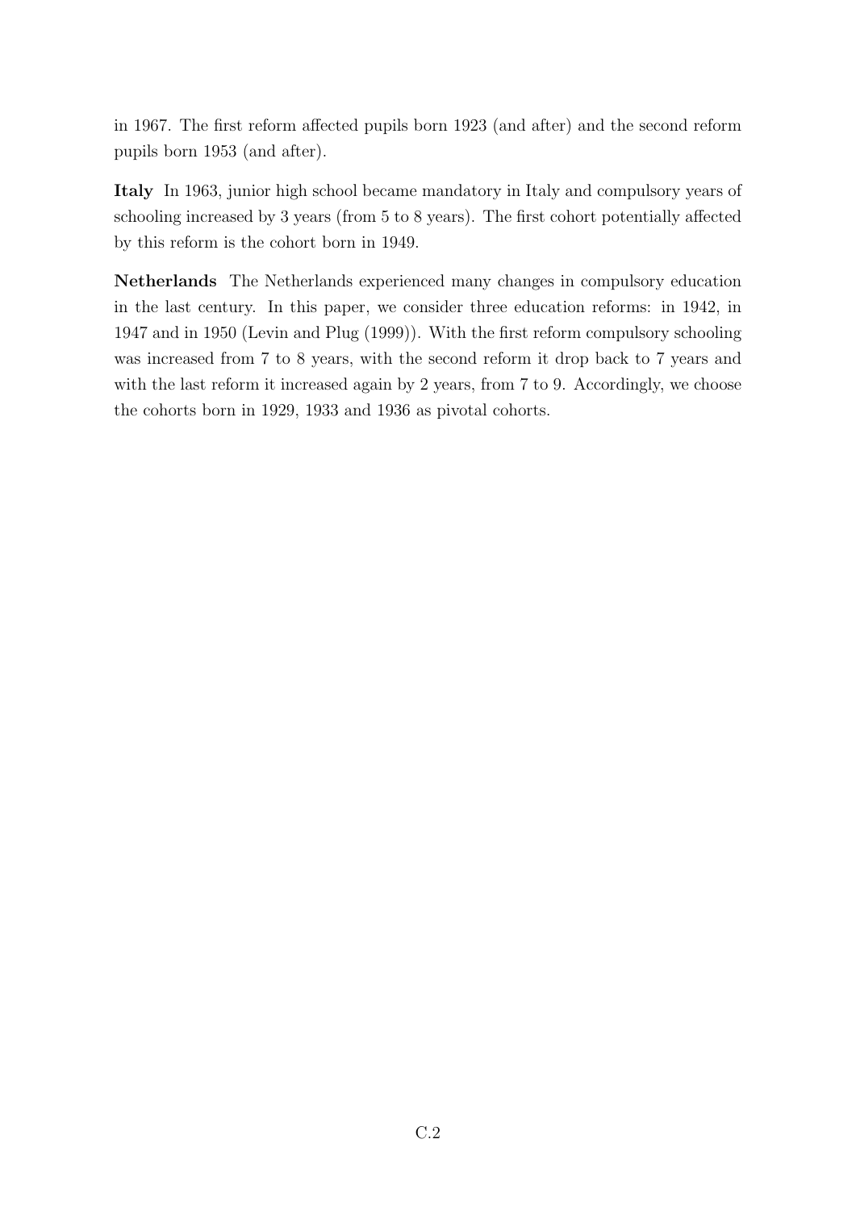in 1967. The first reform affected pupils born 1923 (and after) and the second reform pupils born 1953 (and after).

**Italy** In 1963, junior high school became mandatory in Italy and compulsory years of schooling increased by 3 years (from 5 to 8 years). The first cohort potentially affected by this reform is the cohort born in 1949.

**Netherlands** The Netherlands experienced many changes in compulsory education in the last century. In this paper, we consider three education reforms: in 1942, in 1947 and in 1950 (Levin and Plug (1999)). With the first reform compulsory schooling was increased from 7 to 8 years, with the second reform it drop back to 7 years and with the last reform it increased again by 2 years, from 7 to 9. Accordingly, we choose the cohorts born in 1929, 1933 and 1936 as pivotal cohorts.